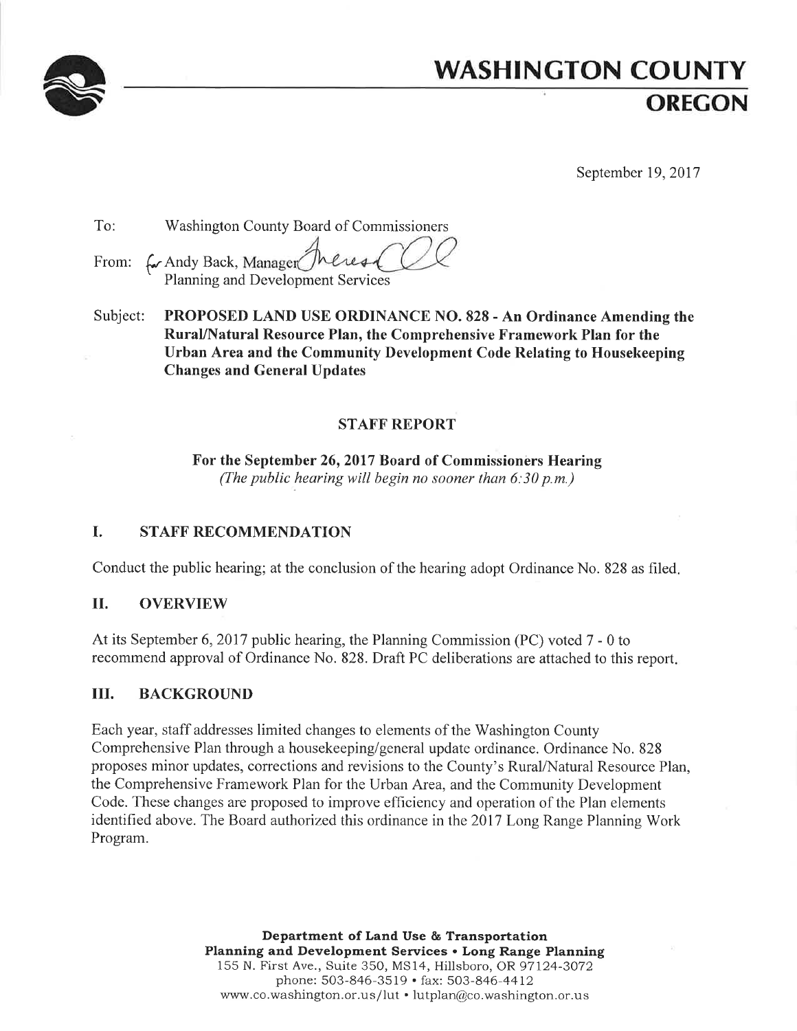# WASHINGTON COUNTY
## OREGON

September 19, 2017

To: Washington County Board of Commissioners

From: for Andy Back, Manager
Planning and Development Services

Subject: **PROPOSED LAND USE ORDINANCE NO. 828 - An Ordinance Amending the Rural/Natural Resource Plan, the Comprehensive Framework Plan for the Urban Area and the Community Development Code Relating to Housekeeping Changes and General Updates**

**STAFF REPORT**

**For the September 26, 2017 Board of Commissioners Hearing**
*(The public hearing will begin no sooner than 6:30 p.m.)*

## I. STAFF RECOMMENDATION

Conduct the public hearing; at the conclusion of the hearing adopt Ordinance No. 828 as filed.

## II. OVERVIEW

At its September 6, 2017 public hearing, the Planning Commission (PC) voted 7 - 0 to recommend approval of Ordinance No. 828. Draft PC deliberations are attached to this report.

## III. BACKGROUND

Each year, staff addresses limited changes to elements of the Washington County Comprehensive Plan through a housekeeping/general update ordinance. Ordinance No. 828 proposes minor updates, corrections and revisions to the County's Rural/Natural Resource Plan, the Comprehensive Framework Plan for the Urban Area, and the Community Development Code. These changes are proposed to improve efficiency and operation of the Plan elements identified above. The Board authorized this ordinance in the 2017 Long Range Planning Work Program.

**Department of Land Use & Transportation**
**Planning and Development Services • Long Range Planning**
155 N. First Ave., Suite 350, MS14, Hillsboro, OR 97124-3072
phone: 503-846-3519 • fax: 503-846-4412
www.co.washington.or.us/lut • lutplan@co.washington.or.us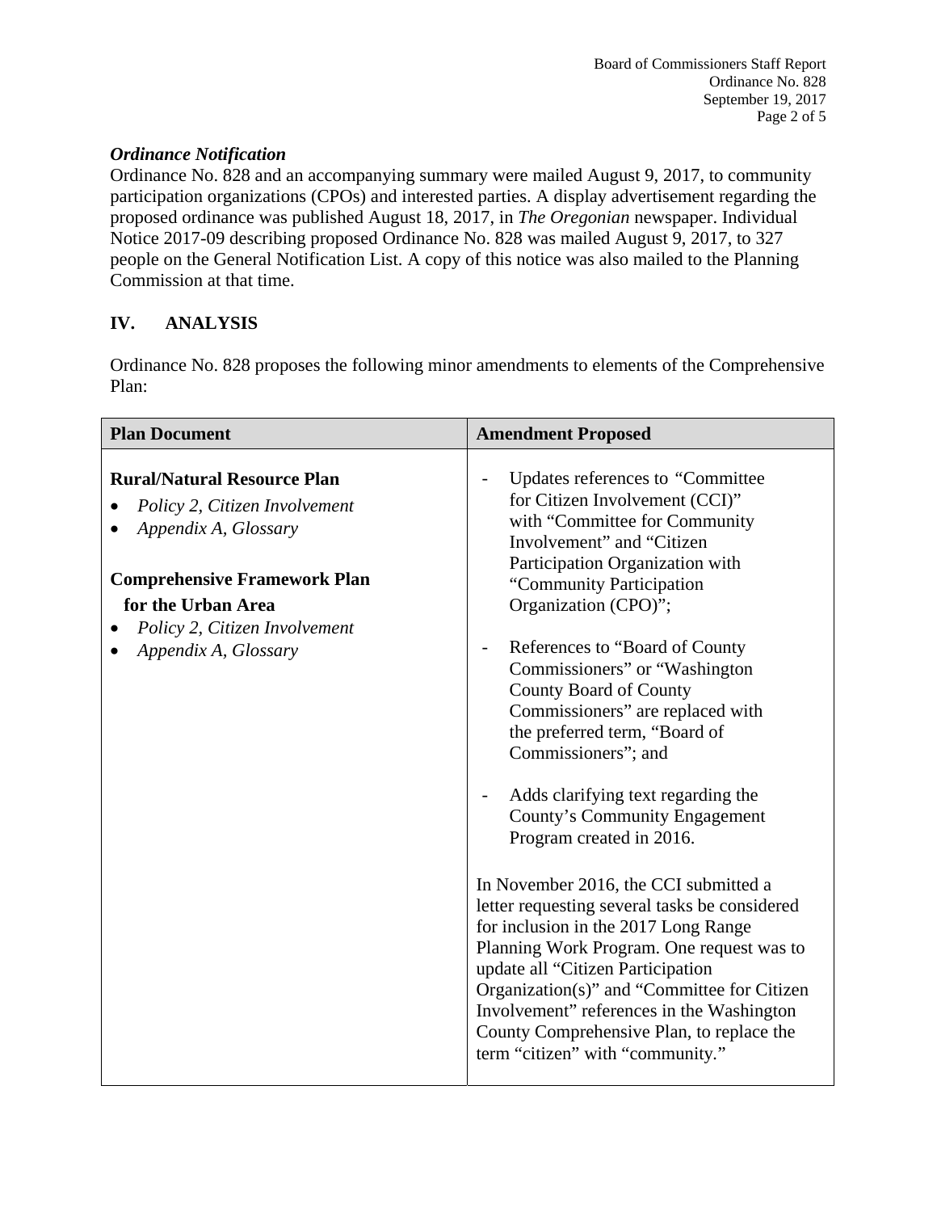### *Ordinance Notification*

Ordinance No. 828 and an accompanying summary were mailed August 9, 2017, to community participation organizations (CPOs) and interested parties. A display advertisement regarding the proposed ordinance was published August 18, 2017, in *The Oregonian* newspaper. Individual Notice 2017-09 describing proposed Ordinance No. 828 was mailed August 9, 2017, to 327 people on the General Notification List. A copy of this notice was also mailed to the Planning Commission at that time.

## IV. ANALYSIS

Ordinance No. 828 proposes the following minor amendments to elements of the Comprehensive Plan:

| Plan Document | Amendment Proposed |
|---|---|
| **Rural/Natural Resource Plan**<br>• *Policy 2, Citizen Involvement*<br>• *Appendix A, Glossary*<br><br>**Comprehensive Framework Plan for the Urban Area**<br>• *Policy 2, Citizen Involvement*<br>• *Appendix A, Glossary* | - Updates references to "Committee for Citizen Involvement (CCI)" with "Committee for Community Involvement" and "Citizen Participation Organization with "Community Participation Organization (CPO)";<br><br>- References to "Board of County Commissioners" or "Washington County Board of County Commissioners" are replaced with the preferred term, "Board of Commissioners"; and<br><br>- Adds clarifying text regarding the County's Community Engagement Program created in 2016.<br><br>In November 2016, the CCI submitted a letter requesting several tasks be considered for inclusion in the 2017 Long Range Planning Work Program. One request was to update all "Citizen Participation Organization(s)" and "Committee for Citizen Involvement" references in the Washington County Comprehensive Plan, to replace the term "citizen" with "community." |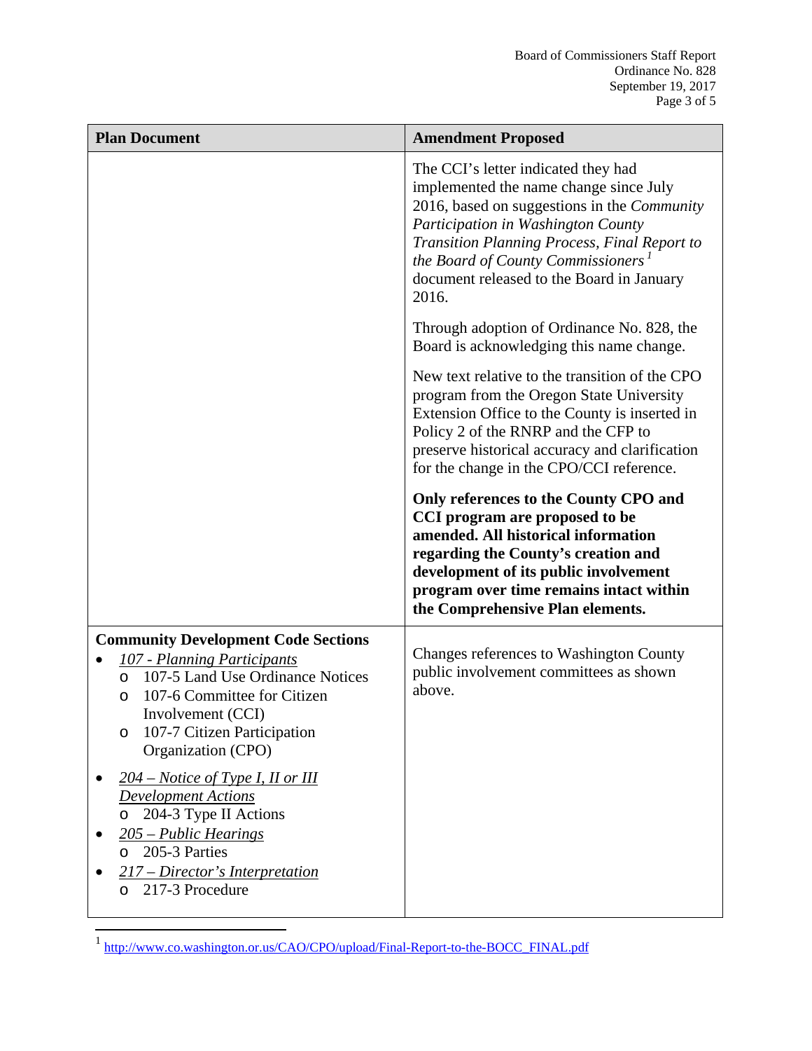| Plan Document | Amendment Proposed |
|---|---|
| | The CCI's letter indicated they had implemented the name change since July 2016, based on suggestions in the *Community Participation in Washington County Transition Planning Process, Final Report to the Board of County Commissioners*[1] document released to the Board in January 2016.<br><br>Through adoption of Ordinance No. 828, the Board is acknowledging this name change.<br><br>New text relative to the transition of the CPO program from the Oregon State University Extension Office to the County is inserted in Policy 2 of the RNRP and the CFP to preserve historical accuracy and clarification for the change in the CPO/CCI reference.<br><br>**Only references to the County CPO and CCI program are proposed to be amended. All historical information regarding the County's creation and development of its public involvement program over time remains intact within the Comprehensive Plan elements.** |
| **Community Development Code Sections**<br>• *107 - Planning Participants*<br>  o 107-5 Land Use Ordinance Notices<br>  o 107-6 Committee for Citizen Involvement (CCI)<br>  o 107-7 Citizen Participation Organization (CPO)<br>• *204 – Notice of Type I, II or III Development Actions*<br>  o 204-3 Type II Actions<br>• *205 – Public Hearings*<br>  o 205-3 Parties<br>• *217 – Director's Interpretation*<br>  o 217-3 Procedure | Changes references to Washington County public involvement committees as shown above. |

[1] http://www.co.washington.or.us/CAO/CPO/upload/Final-Report-to-the-BOCC_FINAL.pdf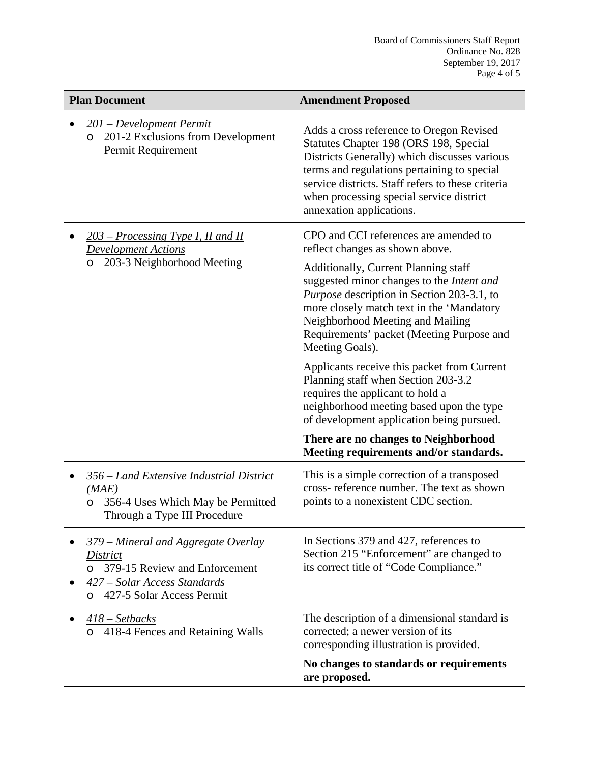| Plan Document | Amendment Proposed |
|---|---|
| • *201 – Development Permit*<br>  o 201-2 Exclusions from Development Permit Requirement | Adds a cross reference to Oregon Revised Statutes Chapter 198 (ORS 198, Special Districts Generally) which discusses various terms and regulations pertaining to special service districts. Staff refers to these criteria when processing special service district annexation applications. |
| • *203 – Processing Type I, II and II Development Actions*<br>  o 203-3 Neighborhood Meeting | CPO and CCI references are amended to reflect changes as shown above.<br><br>Additionally, Current Planning staff suggested minor changes to the *Intent and Purpose* description in Section 203-3.1, to more closely match text in the 'Mandatory Neighborhood Meeting and Mailing Requirements' packet (Meeting Purpose and Meeting Goals).<br><br>Applicants receive this packet from Current Planning staff when Section 203-3.2 requires the applicant to hold a neighborhood meeting based upon the type of development application being pursued.<br><br>**There are no changes to Neighborhood Meeting requirements and/or standards.** |
| • *356 – Land Extensive Industrial District (MAE)*<br>  o 356-4 Uses Which May be Permitted Through a Type III Procedure | This is a simple correction of a transposed cross- reference number. The text as shown points to a nonexistent CDC section. |
| • *379 – Mineral and Aggregate Overlay District*<br>  o 379-15 Review and Enforcement<br>• *427 – Solar Access Standards*<br>  o 427-5 Solar Access Permit | In Sections 379 and 427, references to Section 215 "Enforcement" are changed to its correct title of "Code Compliance." |
| • *418 – Setbacks*<br>  o 418-4 Fences and Retaining Walls | The description of a dimensional standard is corrected; a newer version of its corresponding illustration is provided.<br><br>**No changes to standards or requirements are proposed.** |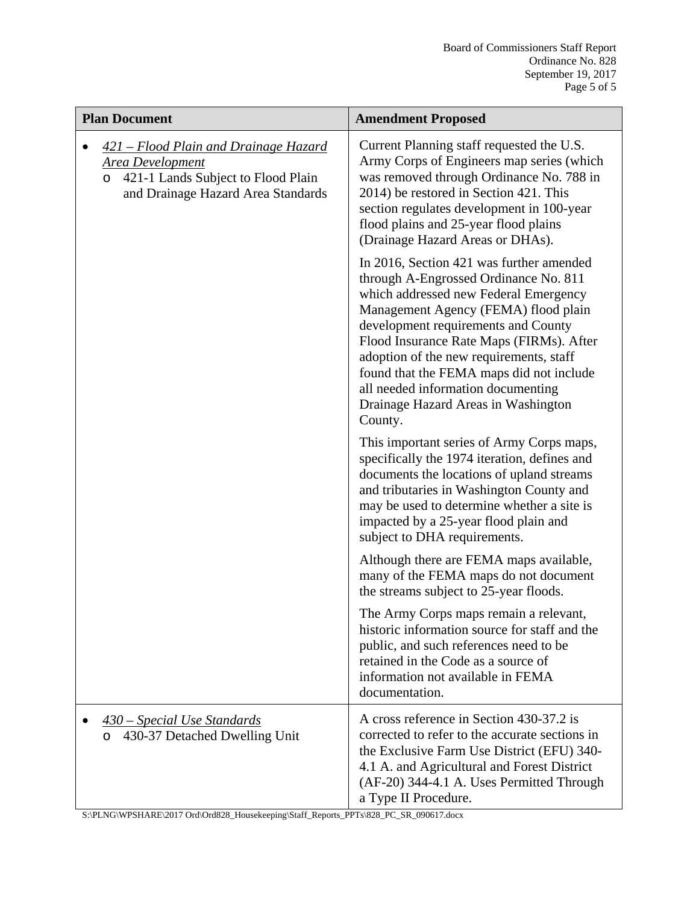| Plan Document | Amendment Proposed |
| --- | --- |
| • *421 – Flood Plain and Drainage Hazard Area Development*<br>  ○ 421-1 Lands Subject to Flood Plain and Drainage Hazard Area Standards | Current Planning staff requested the U.S. Army Corps of Engineers map series (which was removed through Ordinance No. 788 in 2014) be restored in Section 421. This section regulates development in 100-year flood plains and 25-year flood plains (Drainage Hazard Areas or DHAs).<br><br>In 2016, Section 421 was further amended through A-Engrossed Ordinance No. 811 which addressed new Federal Emergency Management Agency (FEMA) flood plain development requirements and County Flood Insurance Rate Maps (FIRMs). After adoption of the new requirements, staff found that the FEMA maps did not include all needed information documenting Drainage Hazard Areas in Washington County.<br><br>This important series of Army Corps maps, specifically the 1974 iteration, defines and documents the locations of upland streams and tributaries in Washington County and may be used to determine whether a site is impacted by a 25-year flood plain and subject to DHA requirements.<br><br>Although there are FEMA maps available, many of the FEMA maps do not document the streams subject to 25-year floods.<br><br>The Army Corps maps remain a relevant, historic information source for staff and the public, and such references need to be retained in the Code as a source of information not available in FEMA documentation. |
| • *430 – Special Use Standards*<br>  ○ 430-37 Detached Dwelling Unit | A cross reference in Section 430-37.2 is corrected to refer to the accurate sections in the Exclusive Farm Use District (EFU) 340-4.1 A. and Agricultural and Forest District (AF-20) 344-4.1 A. Uses Permitted Through a Type II Procedure. |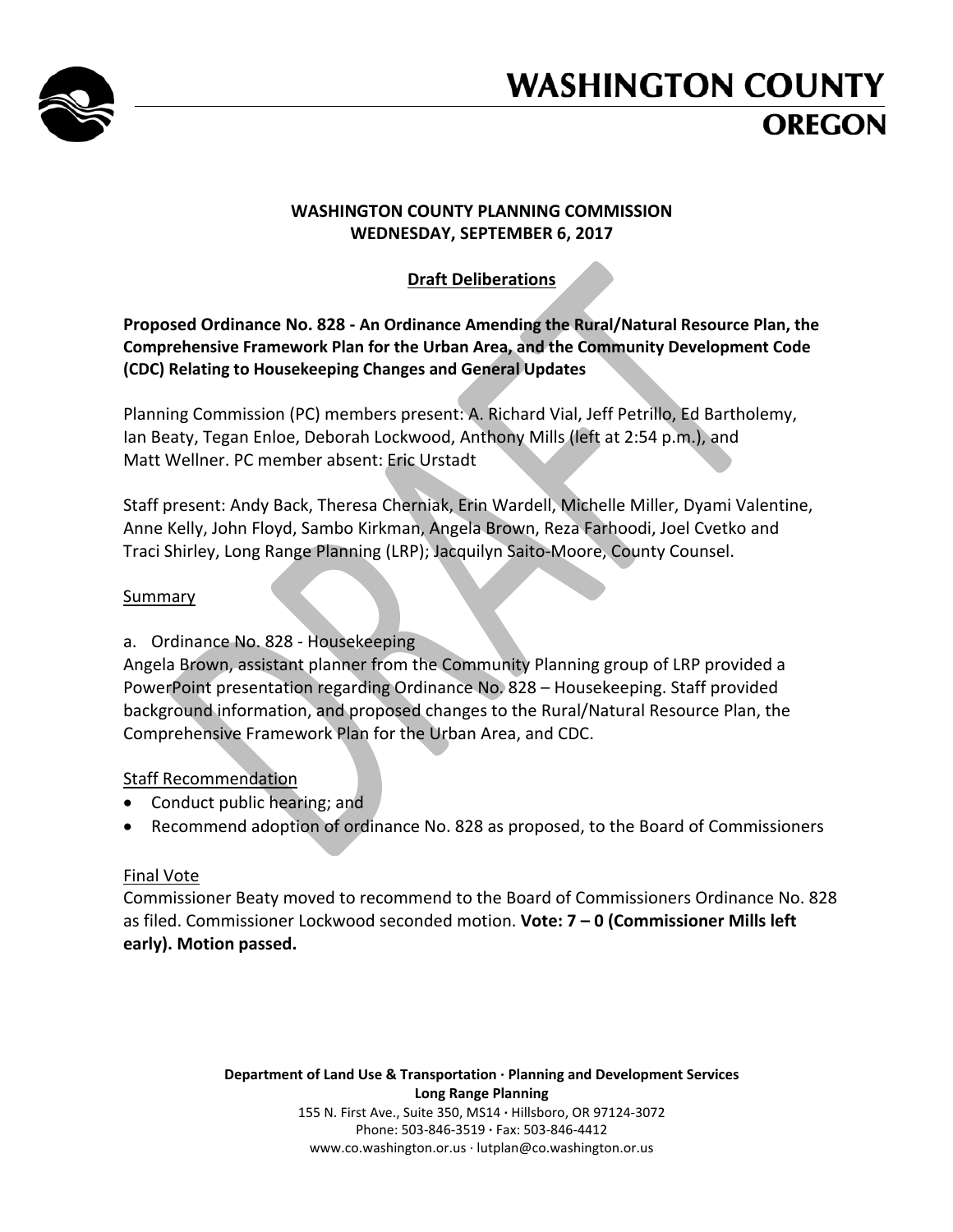# WASHINGTON COUNTY OREGON

**WASHINGTON COUNTY PLANNING COMMISSION**
**WEDNESDAY, SEPTEMBER 6, 2017**

**Draft Deliberations**

**Proposed Ordinance No. 828 - An Ordinance Amending the Rural/Natural Resource Plan, the Comprehensive Framework Plan for the Urban Area, and the Community Development Code (CDC) Relating to Housekeeping Changes and General Updates**

Planning Commission (PC) members present: A. Richard Vial, Jeff Petrillo, Ed Bartholemy, Ian Beaty, Tegan Enloe, Deborah Lockwood, Anthony Mills (left at 2:54 p.m.), and Matt Wellner. PC member absent: Eric Urstadt

Staff present: Andy Back, Theresa Cherniak, Erin Wardell, Michelle Miller, Dyami Valentine, Anne Kelly, John Floyd, Sambo Kirkman, Angela Brown, Reza Farhoodi, Joel Cvetko and Traci Shirley, Long Range Planning (LRP); Jacquilyn Saito-Moore, County Counsel.

## Summary

a. Ordinance No. 828 - Housekeeping

Angela Brown, assistant planner from the Community Planning group of LRP provided a PowerPoint presentation regarding Ordinance No. 828 – Housekeeping. Staff provided background information, and proposed changes to the Rural/Natural Resource Plan, the Comprehensive Framework Plan for the Urban Area, and CDC.

## Staff Recommendation

- Conduct public hearing; and
- Recommend adoption of ordinance No. 828 as proposed, to the Board of Commissioners

## Final Vote

Commissioner Beaty moved to recommend to the Board of Commissioners Ordinance No. 828 as filed. Commissioner Lockwood seconded motion. **Vote: 7 – 0 (Commissioner Mills left early). Motion passed.**

**Department of Land Use & Transportation · Planning and Development Services**
**Long Range Planning**
155 N. First Ave., Suite 350, MS14 · Hillsboro, OR 97124-3072
Phone: 503-846-3519 · Fax: 503-846-4412
www.co.washington.or.us · lutplan@co.washington.or.us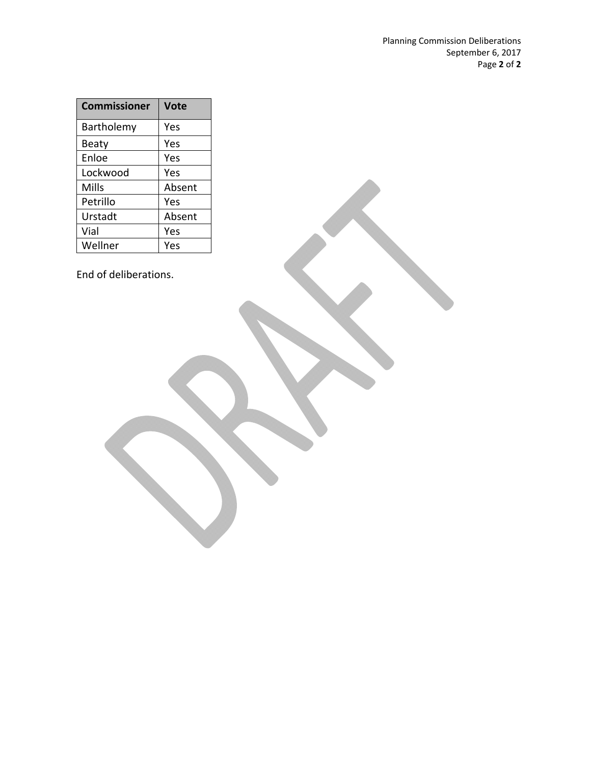| Commissioner | Vote |
|---|---|
| Bartholemy | Yes |
| Beaty | Yes |
| Enloe | Yes |
| Lockwood | Yes |
| Mills | Absent |
| Petrillo | Yes |
| Urstadt | Absent |
| Vial | Yes |
| Wellner | Yes |

End of deliberations.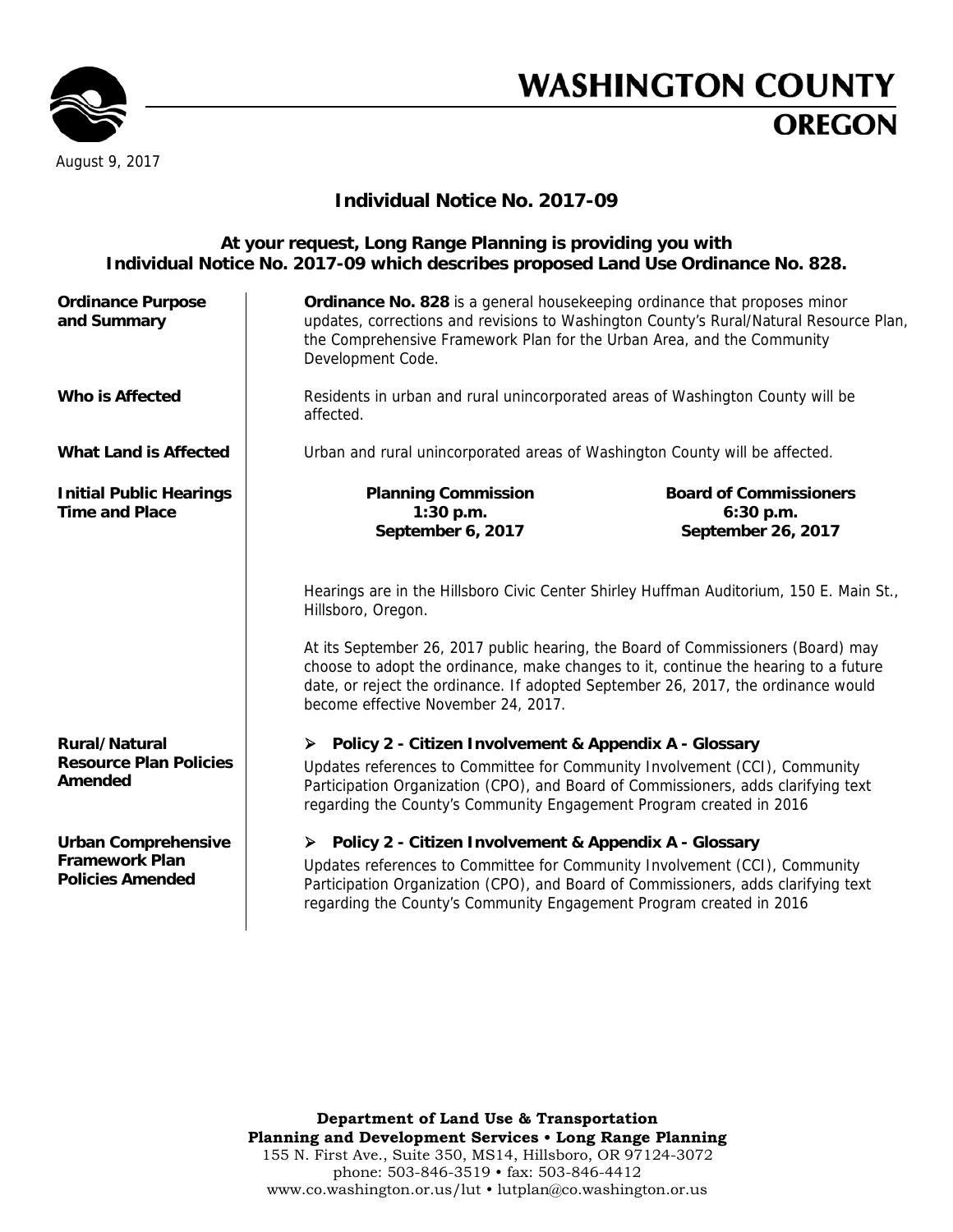# WASHINGTON COUNTY OREGON

August 9, 2017

## Individual Notice No. 2017-09

**At your request, Long Range Planning is providing you with Individual Notice No. 2017-09 which describes proposed Land Use Ordinance No. 828.**

**Ordinance Purpose and Summary**

**Ordinance No. 828** is a general housekeeping ordinance that proposes minor updates, corrections and revisions to Washington County's Rural/Natural Resource Plan, the Comprehensive Framework Plan for the Urban Area, and the Community Development Code.

**Who is Affected**

Residents in urban and rural unincorporated areas of Washington County will be affected.

**What Land is Affected**

Urban and rural unincorporated areas of Washington County will be affected.

**Initial Public Hearings Time and Place**

| Planning Commission | Board of Commissioners |
| --- | --- |
| 1:30 p.m. | 6:30 p.m. |
| September 6, 2017 | September 26, 2017 |

Hearings are in the Hillsboro Civic Center Shirley Huffman Auditorium, 150 E. Main St., Hillsboro, Oregon.

At its September 26, 2017 public hearing, the Board of Commissioners (Board) may choose to adopt the ordinance, make changes to it, continue the hearing to a future date, or reject the ordinance. If adopted September 26, 2017, the ordinance would become effective November 24, 2017.

**Rural/Natural Resource Plan Policies Amended**

- **Policy 2 - Citizen Involvement & Appendix A - Glossary**

  Updates references to Committee for Community Involvement (CCI), Community Participation Organization (CPO), and Board of Commissioners, adds clarifying text regarding the County's Community Engagement Program created in 2016

**Urban Comprehensive Framework Plan Policies Amended**

- **Policy 2 - Citizen Involvement & Appendix A - Glossary**

  Updates references to Committee for Community Involvement (CCI), Community Participation Organization (CPO), and Board of Commissioners, adds clarifying text regarding the County's Community Engagement Program created in 2016

**Department of Land Use & Transportation**
**Planning and Development Services • Long Range Planning**
155 N. First Ave., Suite 350, MS14, Hillsboro, OR 97124-3072
phone: 503-846-3519 • fax: 503-846-4412
www.co.washington.or.us/lut • lutplan@co.washington.or.us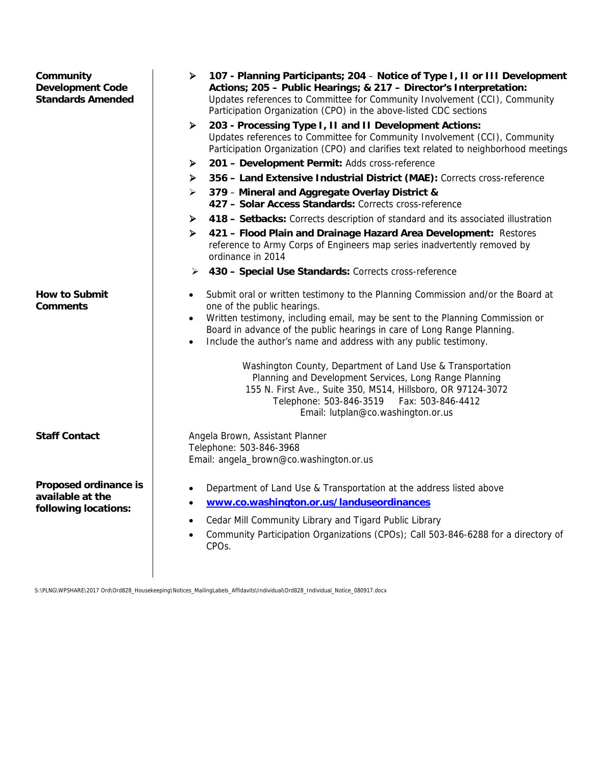**Community Development Code Standards Amended**

- **107 - Planning Participants; 204 – Notice of Type I, II or III Development Actions; 205 – Public Hearings; & 217 – Director's Interpretation:** Updates references to Committee for Community Involvement (CCI), Community Participation Organization (CPO) in the above-listed CDC sections
- **203 - Processing Type I, II and II Development Actions:** Updates references to Committee for Community Involvement (CCI), Community Participation Organization (CPO) and clarifies text related to neighborhood meetings
- **201 – Development Permit:** Adds cross-reference
- **356 – Land Extensive Industrial District (MAE):** Corrects cross-reference
- **379 – Mineral and Aggregate Overlay District & 427 – Solar Access Standards:** Corrects cross-reference
- **418 – Setbacks:** Corrects description of standard and its associated illustration
- **421 – Flood Plain and Drainage Hazard Area Development:** Restores reference to Army Corps of Engineers map series inadvertently removed by ordinance in 2014
- **430 – Special Use Standards:** Corrects cross-reference

**How to Submit Comments**

- Submit oral or written testimony to the Planning Commission and/or the Board at one of the public hearings.
- Written testimony, including email, may be sent to the Planning Commission or Board in advance of the public hearings in care of Long Range Planning.
- Include the author's name and address with any public testimony.

Washington County, Department of Land Use & Transportation
Planning and Development Services, Long Range Planning
155 N. First Ave., Suite 350, MS14, Hillsboro, OR 97124-3072
Telephone: 503-846-3519 Fax: 503-846-4412
Email: lutplan@co.washington.or.us

**Staff Contact**

Angela Brown, Assistant Planner
Telephone: 503-846-3968
Email: angela_brown@co.washington.or.us

**Proposed ordinance is available at the following locations:**

- Department of Land Use & Transportation at the address listed above
- **www.co.washington.or.us/landuseordinances**
- Cedar Mill Community Library and Tigard Public Library
- Community Participation Organizations (CPOs); Call 503-846-6288 for a directory of CPOs.

S:\PLNG\WPSHARE\2017 Ord\Ord828_Housekeeping\Notices_MailingLabels_Affidavits\Individual\Ord828_Individual_Notice_080917.docx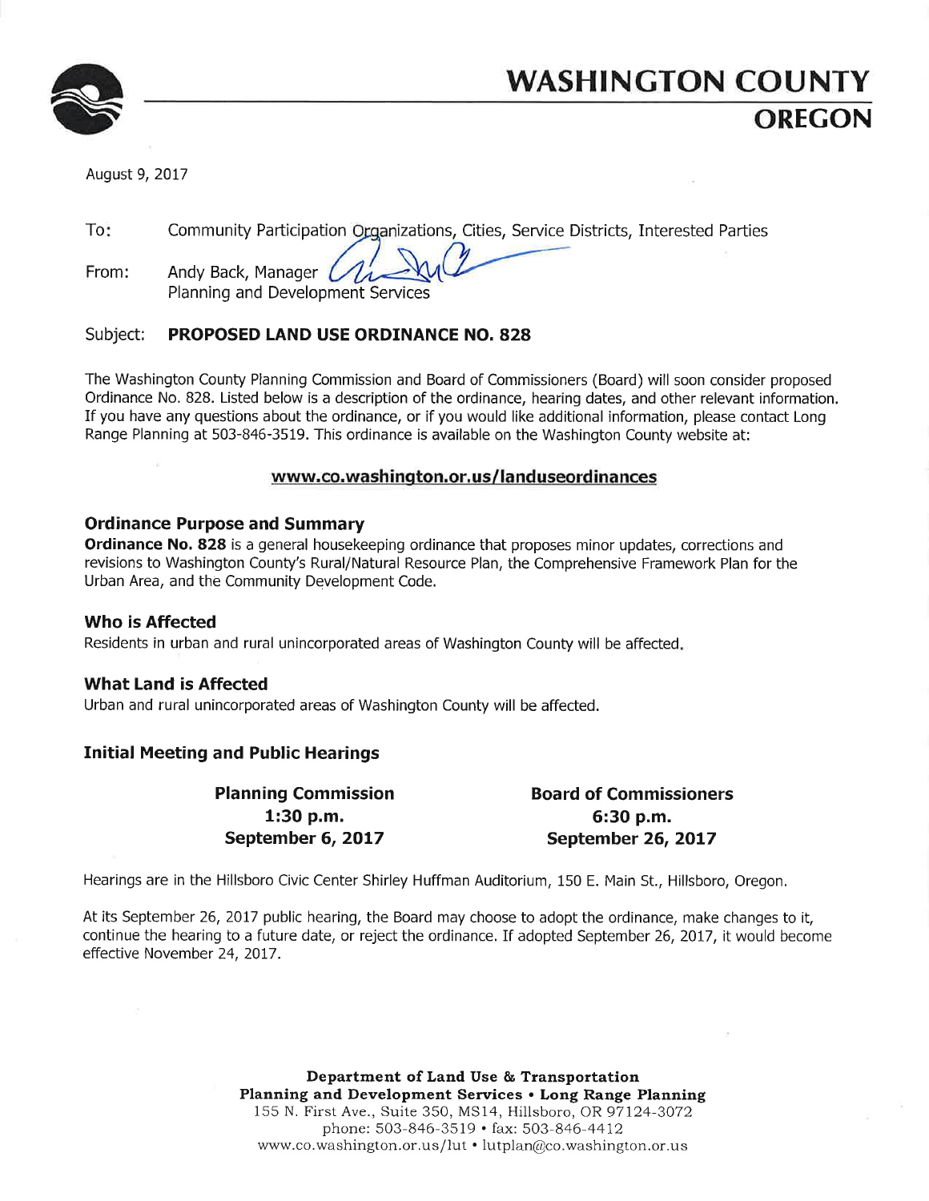# WASHINGTON COUNTY
## OREGON

August 9, 2017

To: Community Participation Organizations, Cities, Service Districts, Interested Parties

From: Andy Back, Manager
Planning and Development Services

Subject: **PROPOSED LAND USE ORDINANCE NO. 828**

The Washington County Planning Commission and Board of Commissioners (Board) will soon consider proposed Ordinance No. 828. Listed below is a description of the ordinance, hearing dates, and other relevant information. If you have any questions about the ordinance, or if you would like additional information, please contact Long Range Planning at 503-846-3519. This ordinance is available on the Washington County website at:

**www.co.washington.or.us/landuseordinances**

### Ordinance Purpose and Summary

**Ordinance No. 828** is a general housekeeping ordinance that proposes minor updates, corrections and revisions to Washington County's Rural/Natural Resource Plan, the Comprehensive Framework Plan for the Urban Area, and the Community Development Code.

### Who is Affected

Residents in urban and rural unincorporated areas of Washington County will be affected.

### What Land is Affected

Urban and rural unincorporated areas of Washington County will be affected.

### Initial Meeting and Public Hearings

| Planning Commission | Board of Commissioners |
|---|---|
| **1:30 p.m.** | **6:30 p.m.** |
| **September 6, 2017** | **September 26, 2017** |

Hearings are in the Hillsboro Civic Center Shirley Huffman Auditorium, 150 E. Main St., Hillsboro, Oregon.

At its September 26, 2017 public hearing, the Board may choose to adopt the ordinance, make changes to it, continue the hearing to a future date, or reject the ordinance. If adopted September 26, 2017, it would become effective November 24, 2017.

**Department of Land Use & Transportation**
**Planning and Development Services • Long Range Planning**
155 N. First Ave., Suite 350, MS14, Hillsboro, OR 97124-3072
phone: 503-846-3519 • fax: 503-846-4412
www.co.washington.or.us/lut • lutplan@co.washington.or.us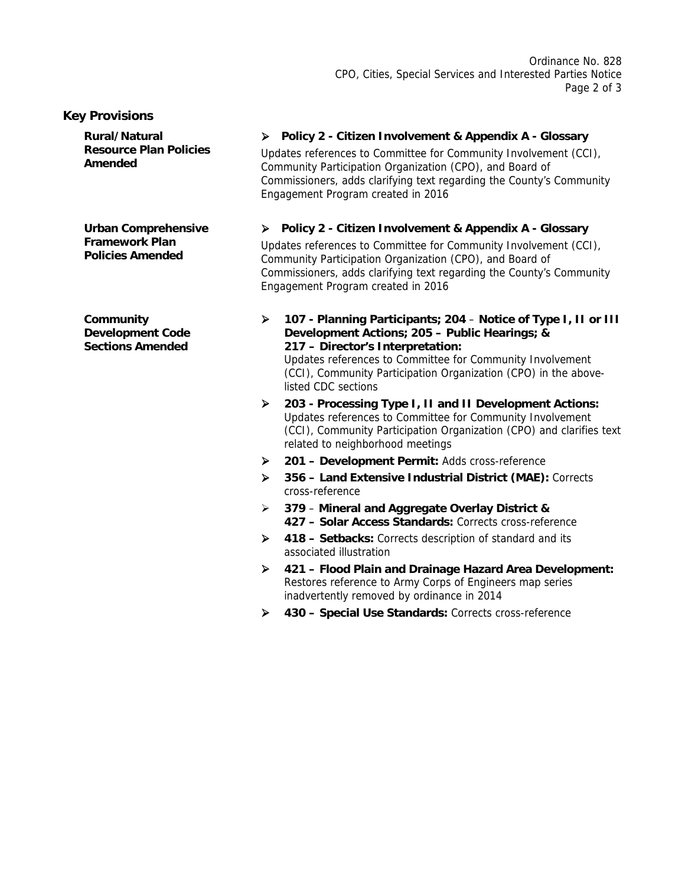## Key Provisions

**Rural/Natural Resource Plan Policies Amended**

- **Policy 2 - Citizen Involvement & Appendix A - Glossary**

  Updates references to Committee for Community Involvement (CCI), Community Participation Organization (CPO), and Board of Commissioners, adds clarifying text regarding the County's Community Engagement Program created in 2016

**Urban Comprehensive Framework Plan Policies Amended**

- **Policy 2 - Citizen Involvement & Appendix A - Glossary**

  Updates references to Committee for Community Involvement (CCI), Community Participation Organization (CPO), and Board of Commissioners, adds clarifying text regarding the County's Community Engagement Program created in 2016

**Community Development Code Sections Amended**

- **107 - Planning Participants; 204 – Notice of Type I, II or III Development Actions; 205 – Public Hearings; & 217 – Director's Interpretation:** Updates references to Committee for Community Involvement (CCI), Community Participation Organization (CPO) in the above-listed CDC sections
- **203 - Processing Type I, II and II Development Actions:** Updates references to Committee for Community Involvement (CCI), Community Participation Organization (CPO) and clarifies text related to neighborhood meetings
- **201 – Development Permit:** Adds cross-reference
- **356 – Land Extensive Industrial District (MAE):** Corrects cross-reference
- **379 – Mineral and Aggregate Overlay District & 427 – Solar Access Standards:** Corrects cross-reference
- **418 – Setbacks:** Corrects description of standard and its associated illustration
- **421 – Flood Plain and Drainage Hazard Area Development:** Restores reference to Army Corps of Engineers map series inadvertently removed by ordinance in 2014
- **430 – Special Use Standards:** Corrects cross-reference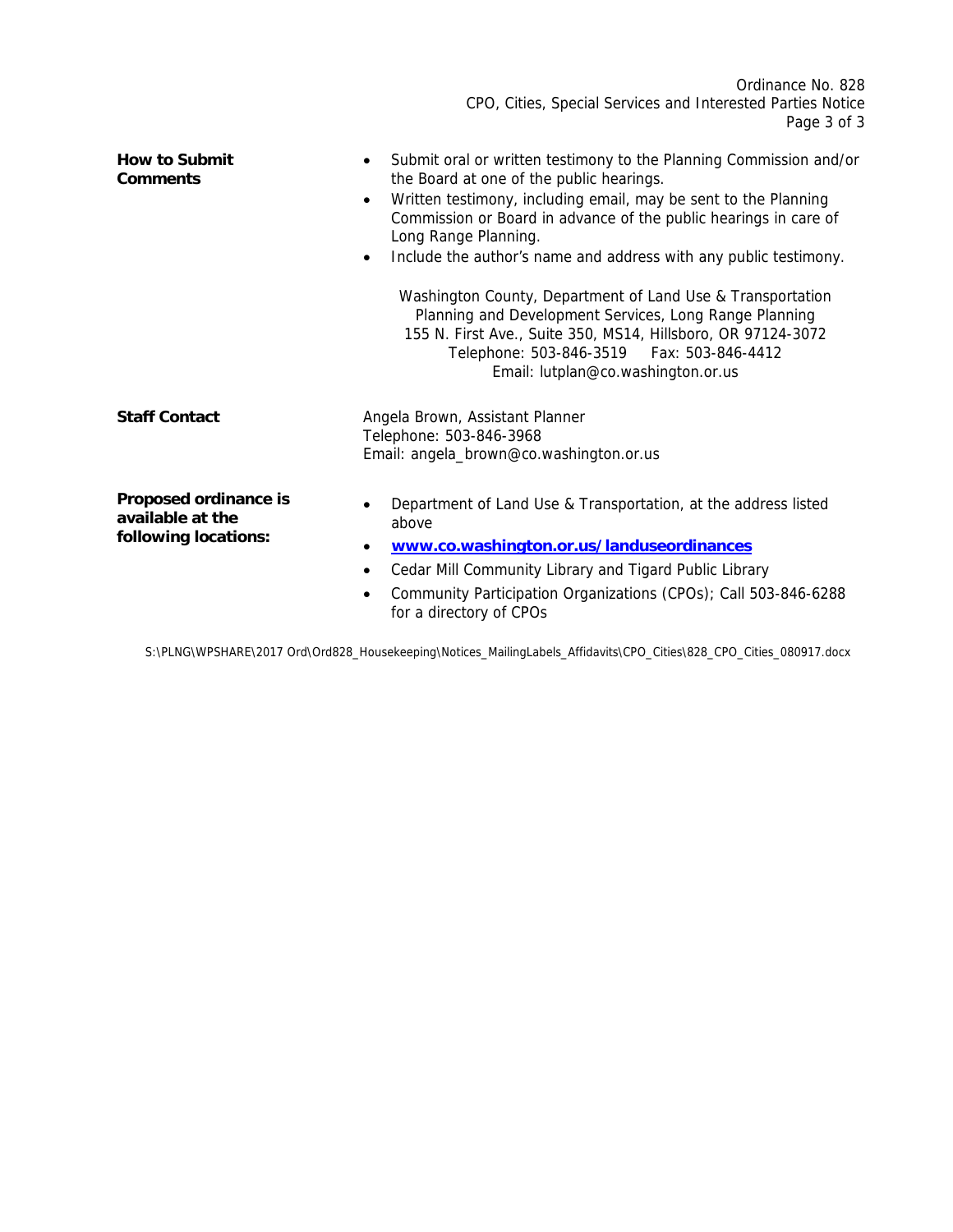**How to Submit Comments**

- Submit oral or written testimony to the Planning Commission and/or the Board at one of the public hearings.
- Written testimony, including email, may be sent to the Planning Commission or Board in advance of the public hearings in care of Long Range Planning.
- Include the author's name and address with any public testimony.

Washington County, Department of Land Use & Transportation
Planning and Development Services, Long Range Planning
155 N. First Ave., Suite 350, MS14, Hillsboro, OR 97124-3072
Telephone: 503-846-3519 Fax: 503-846-4412
Email: lutplan@co.washington.or.us

**Staff Contact**

Angela Brown, Assistant Planner
Telephone: 503-846-3968
Email: angela_brown@co.washington.or.us

**Proposed ordinance is available at the following locations:**

- Department of Land Use & Transportation, at the address listed above
- **www.co.washington.or.us/landuseordinances**
- Cedar Mill Community Library and Tigard Public Library
- Community Participation Organizations (CPOs); Call 503-846-6288 for a directory of CPOs

S:\PLNG\WPSHARE\2017 Ord\Ord828_Housekeeping\Notices_MailingLabels_Affidavits\CPO_Cities\828_CPO_Cities_080917.docx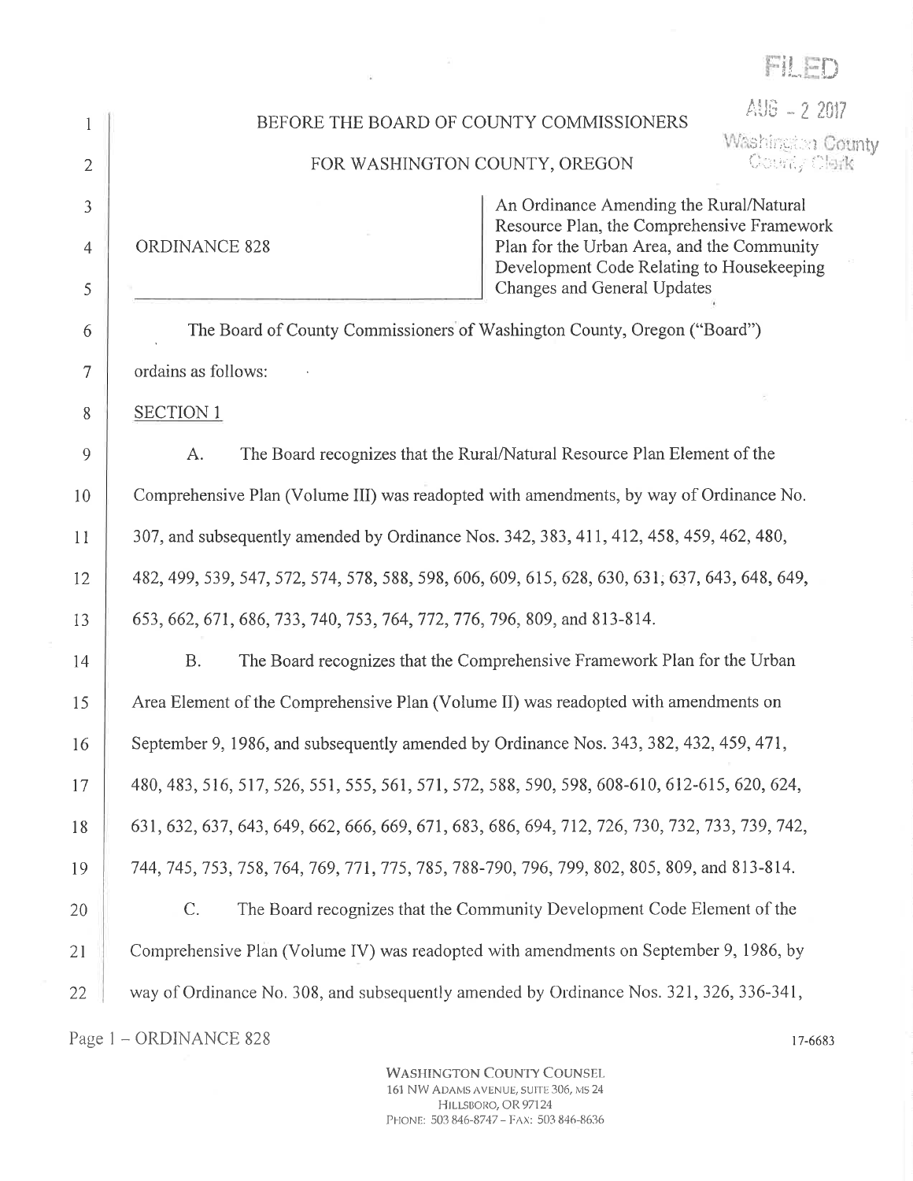FILED

AUG - 2 2017

Washington County
County Clerk

BEFORE THE BOARD OF COUNTY COMMISSIONERS

FOR WASHINGTON COUNTY, OREGON

ORDINANCE 828

An Ordinance Amending the Rural/Natural Resource Plan, the Comprehensive Framework Plan for the Urban Area, and the Community Development Code Relating to Housekeeping Changes and General Updates

The Board of County Commissioners of Washington County, Oregon ("Board") ordains as follows:

SECTION 1

A. The Board recognizes that the Rural/Natural Resource Plan Element of the Comprehensive Plan (Volume III) was readopted with amendments, by way of Ordinance No. 307, and subsequently amended by Ordinance Nos. 342, 383, 411, 412, 458, 459, 462, 480, 482, 499, 539, 547, 572, 574, 578, 588, 598, 606, 609, 615, 628, 630, 631, 637, 643, 648, 649, 653, 662, 671, 686, 733, 740, 753, 764, 772, 776, 796, 809, and 813-814.

B. The Board recognizes that the Comprehensive Framework Plan for the Urban Area Element of the Comprehensive Plan (Volume II) was readopted with amendments on September 9, 1986, and subsequently amended by Ordinance Nos. 343, 382, 432, 459, 471, 480, 483, 516, 517, 526, 551, 555, 561, 571, 572, 588, 590, 598, 608-610, 612-615, 620, 624, 631, 632, 637, 643, 649, 662, 666, 669, 671, 683, 686, 694, 712, 726, 730, 732, 733, 739, 742, 744, 745, 753, 758, 764, 769, 771, 775, 785, 788-790, 796, 799, 802, 805, 809, and 813-814.

C. The Board recognizes that the Community Development Code Element of the Comprehensive Plan (Volume IV) was readopted with amendments on September 9, 1986, by way of Ordinance No. 308, and subsequently amended by Ordinance Nos. 321, 326, 336-341,

Page 1 – ORDINANCE 828

17-6683

WASHINGTON COUNTY COUNSEL
161 NW ADAMS AVENUE, SUITE 306, MS 24
HILLSBORO, OR 97124
PHONE: 503 846-8747 – FAX: 503 846-8636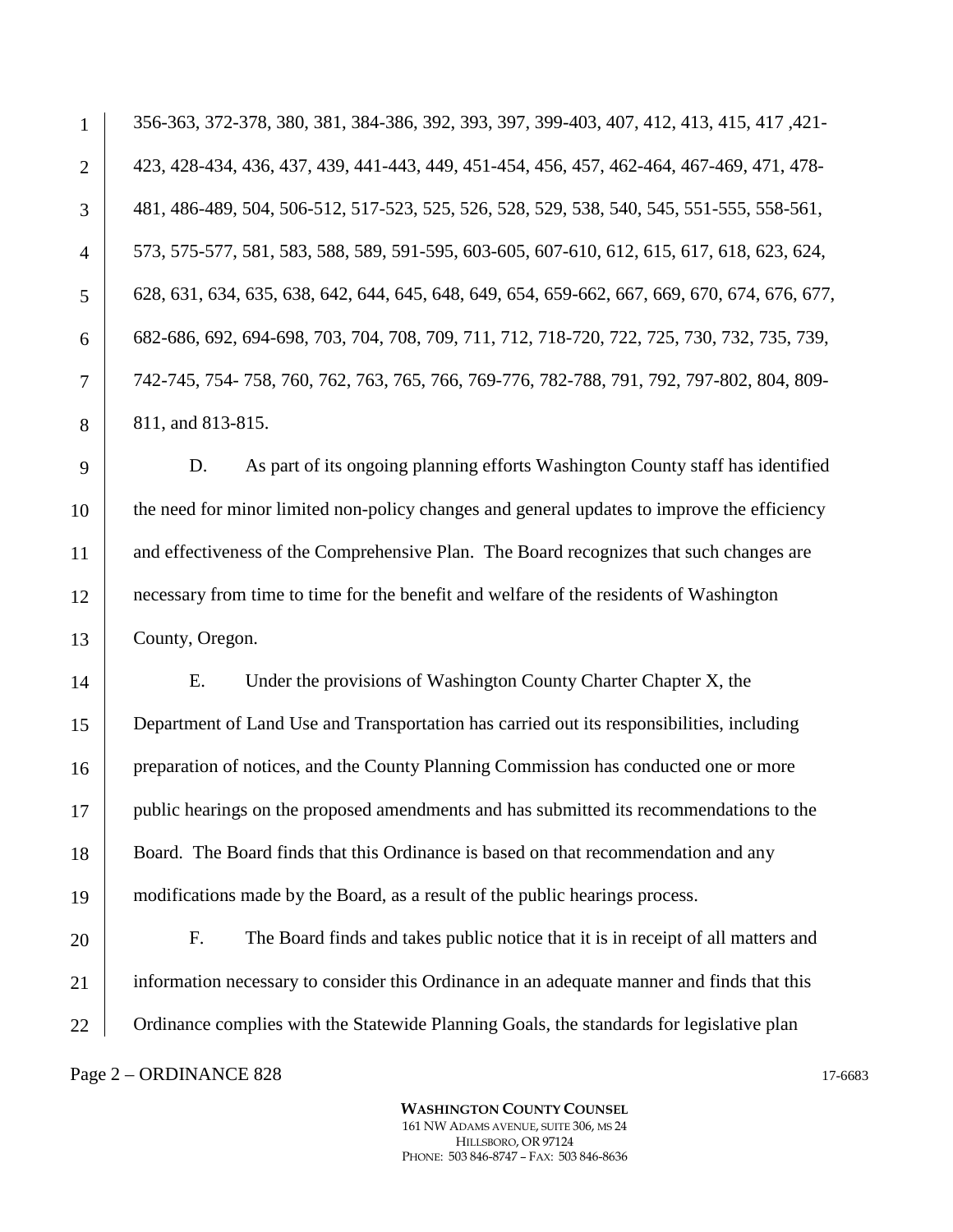356-363, 372-378, 380, 381, 384-386, 392, 393, 397, 399-403, 407, 412, 413, 415, 417 ,421-423, 428-434, 436, 437, 439, 441-443, 449, 451-454, 456, 457, 462-464, 467-469, 471, 478-481, 486-489, 504, 506-512, 517-523, 525, 526, 528, 529, 538, 540, 545, 551-555, 558-561, 573, 575-577, 581, 583, 588, 589, 591-595, 603-605, 607-610, 612, 615, 617, 618, 623, 624, 628, 631, 634, 635, 638, 642, 644, 645, 648, 649, 654, 659-662, 667, 669, 670, 674, 676, 677, 682-686, 692, 694-698, 703, 704, 708, 709, 711, 712, 718-720, 722, 725, 730, 732, 735, 739, 742-745, 754- 758, 760, 762, 763, 765, 766, 769-776, 782-788, 791, 792, 797-802, 804, 809-811, and 813-815.

D. As part of its ongoing planning efforts Washington County staff has identified the need for minor limited non-policy changes and general updates to improve the efficiency and effectiveness of the Comprehensive Plan. The Board recognizes that such changes are necessary from time to time for the benefit and welfare of the residents of Washington County, Oregon.

E. Under the provisions of Washington County Charter Chapter X, the Department of Land Use and Transportation has carried out its responsibilities, including preparation of notices, and the County Planning Commission has conducted one or more public hearings on the proposed amendments and has submitted its recommendations to the Board. The Board finds that this Ordinance is based on that recommendation and any modifications made by the Board, as a result of the public hearings process.

F. The Board finds and takes public notice that it is in receipt of all matters and information necessary to consider this Ordinance in an adequate manner and finds that this Ordinance complies with the Statewide Planning Goals, the standards for legislative plan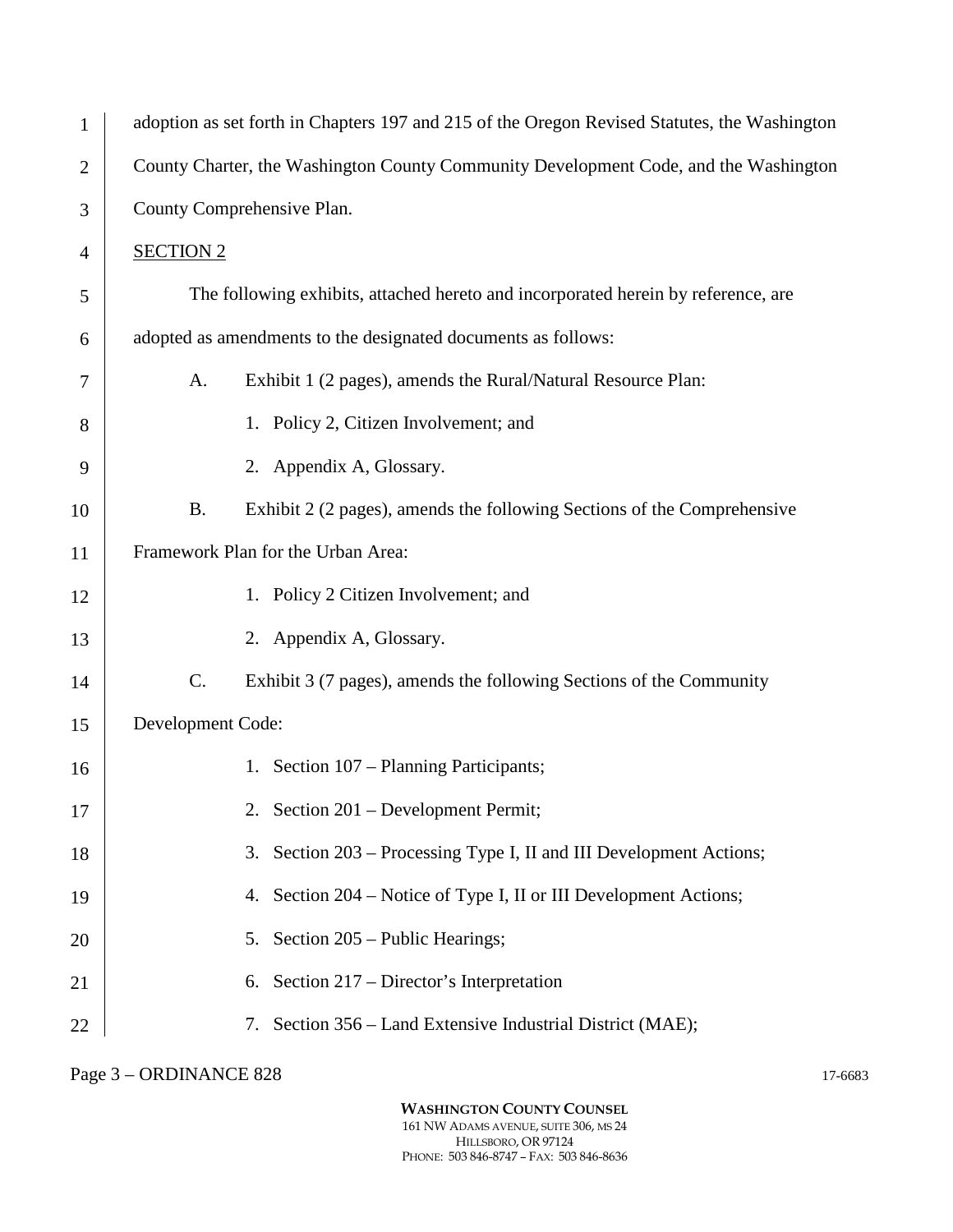adoption as set forth in Chapters 197 and 215 of the Oregon Revised Statutes, the Washington County Charter, the Washington County Community Development Code, and the Washington County Comprehensive Plan.

SECTION 2

The following exhibits, attached hereto and incorporated herein by reference, are adopted as amendments to the designated documents as follows:

A. Exhibit 1 (2 pages), amends the Rural/Natural Resource Plan:

1. Policy 2, Citizen Involvement; and
2. Appendix A, Glossary.

B. Exhibit 2 (2 pages), amends the following Sections of the Comprehensive Framework Plan for the Urban Area:

1. Policy 2 Citizen Involvement; and
2. Appendix A, Glossary.

C. Exhibit 3 (7 pages), amends the following Sections of the Community Development Code:

1. Section 107 – Planning Participants;
2. Section 201 – Development Permit;
3. Section 203 – Processing Type I, II and III Development Actions;
4. Section 204 – Notice of Type I, II or III Development Actions;
5. Section 205 – Public Hearings;
6. Section 217 – Director's Interpretation
7. Section 356 – Land Extensive Industrial District (MAE);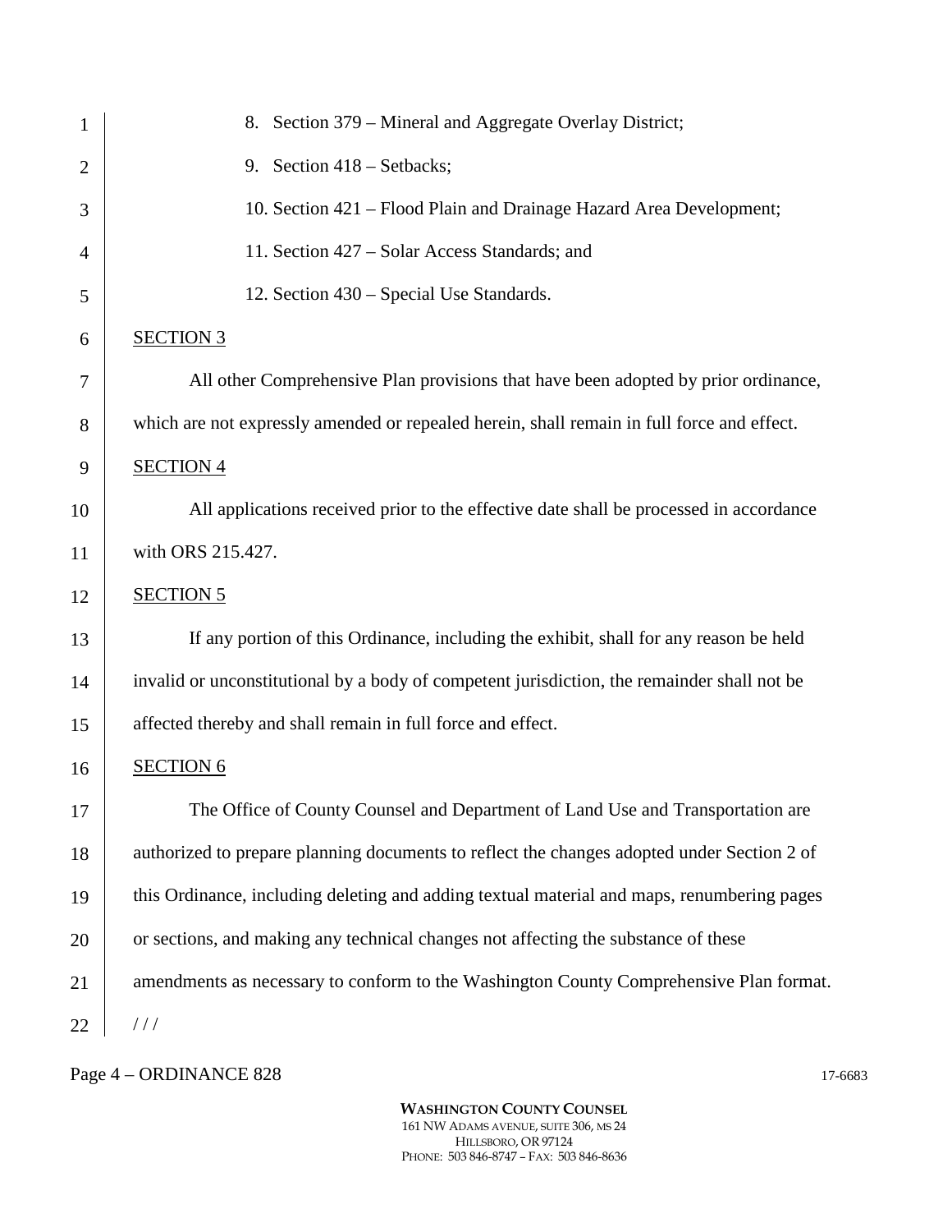8. Section 379 – Mineral and Aggregate Overlay District;
9. Section 418 – Setbacks;
10. Section 421 – Flood Plain and Drainage Hazard Area Development;
11. Section 427 – Solar Access Standards; and
12. Section 430 – Special Use Standards.

SECTION 3

All other Comprehensive Plan provisions that have been adopted by prior ordinance, which are not expressly amended or repealed herein, shall remain in full force and effect.

SECTION 4

All applications received prior to the effective date shall be processed in accordance with ORS 215.427.

SECTION 5

If any portion of this Ordinance, including the exhibit, shall for any reason be held invalid or unconstitutional by a body of competent jurisdiction, the remainder shall not be affected thereby and shall remain in full force and effect.

SECTION 6

The Office of County Counsel and Department of Land Use and Transportation are authorized to prepare planning documents to reflect the changes adopted under Section 2 of this Ordinance, including deleting and adding textual material and maps, renumbering pages or sections, and making any technical changes not affecting the substance of these amendments as necessary to conform to the Washington County Comprehensive Plan format.

/ / /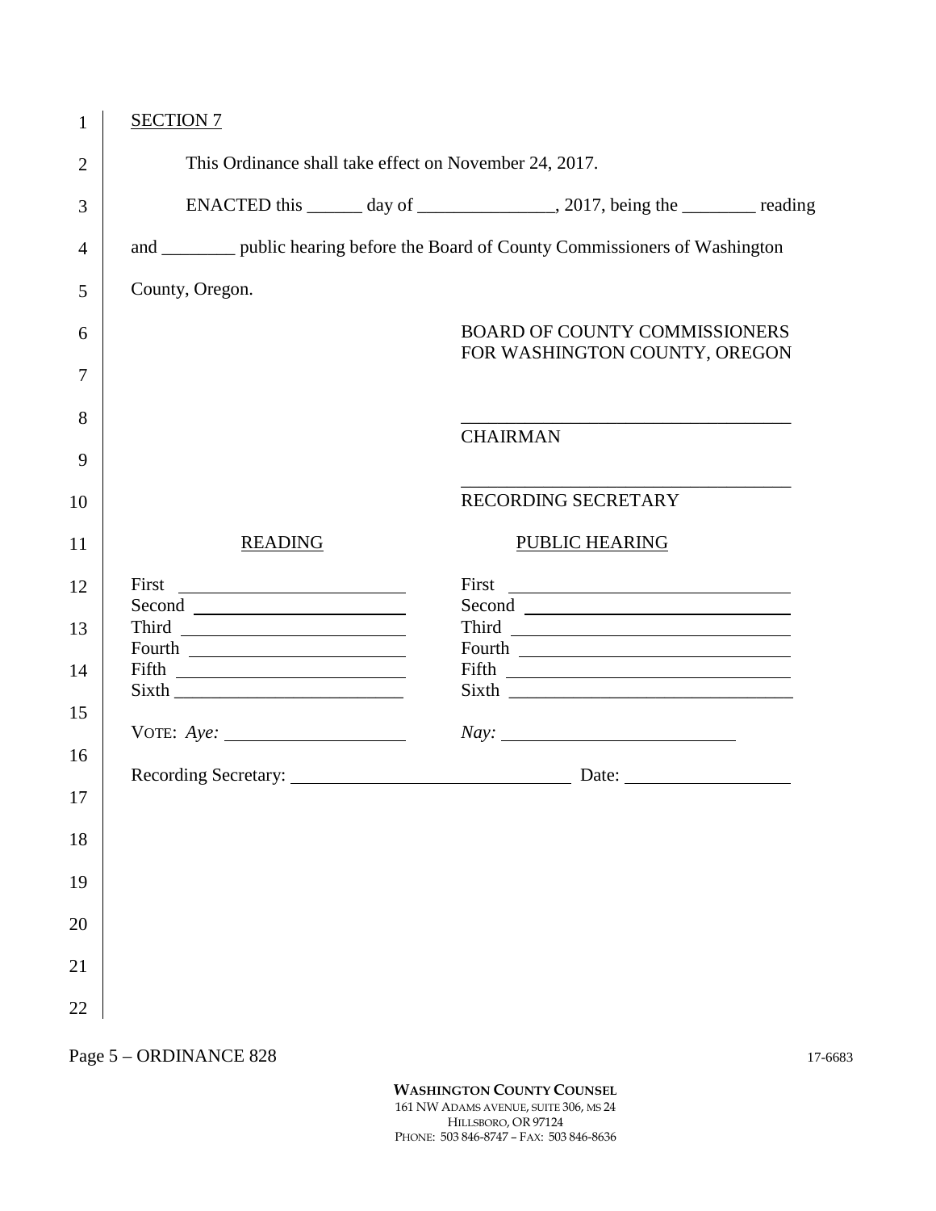SECTION 7

This Ordinance shall take effect on November 24, 2017.

ENACTED this ______ day of _______________, 2017, being the ________ reading and ________ public hearing before the Board of County Commissioners of Washington County, Oregon.

BOARD OF COUNTY COMMISSIONERS
FOR WASHINGTON COUNTY, OREGON

____________________________________
CHAIRMAN

____________________________________
RECORDING SECRETARY

| READING | PUBLIC HEARING |
|---|---|
| First ______________ | First ______________ |
| Second ______________ | Second ______________ |
| Third ______________ | Third ______________ |
| Fourth ______________ | Fourth ______________ |
| Fifth ______________ | Fifth ______________ |
| Sixth ______________ | Sixth ______________ |

VOTE: *Aye:* ______________ *Nay:* ______________

Recording Secretary: ______________________ Date: ______________

Page 5 – ORDINANCE 828 17-6683

**WASHINGTON COUNTY COUNSEL**
161 NW ADAMS AVENUE, SUITE 306, MS 24
HILLSBORO, OR 97124
PHONE: 503 846-8747 – FAX: 503 846-8636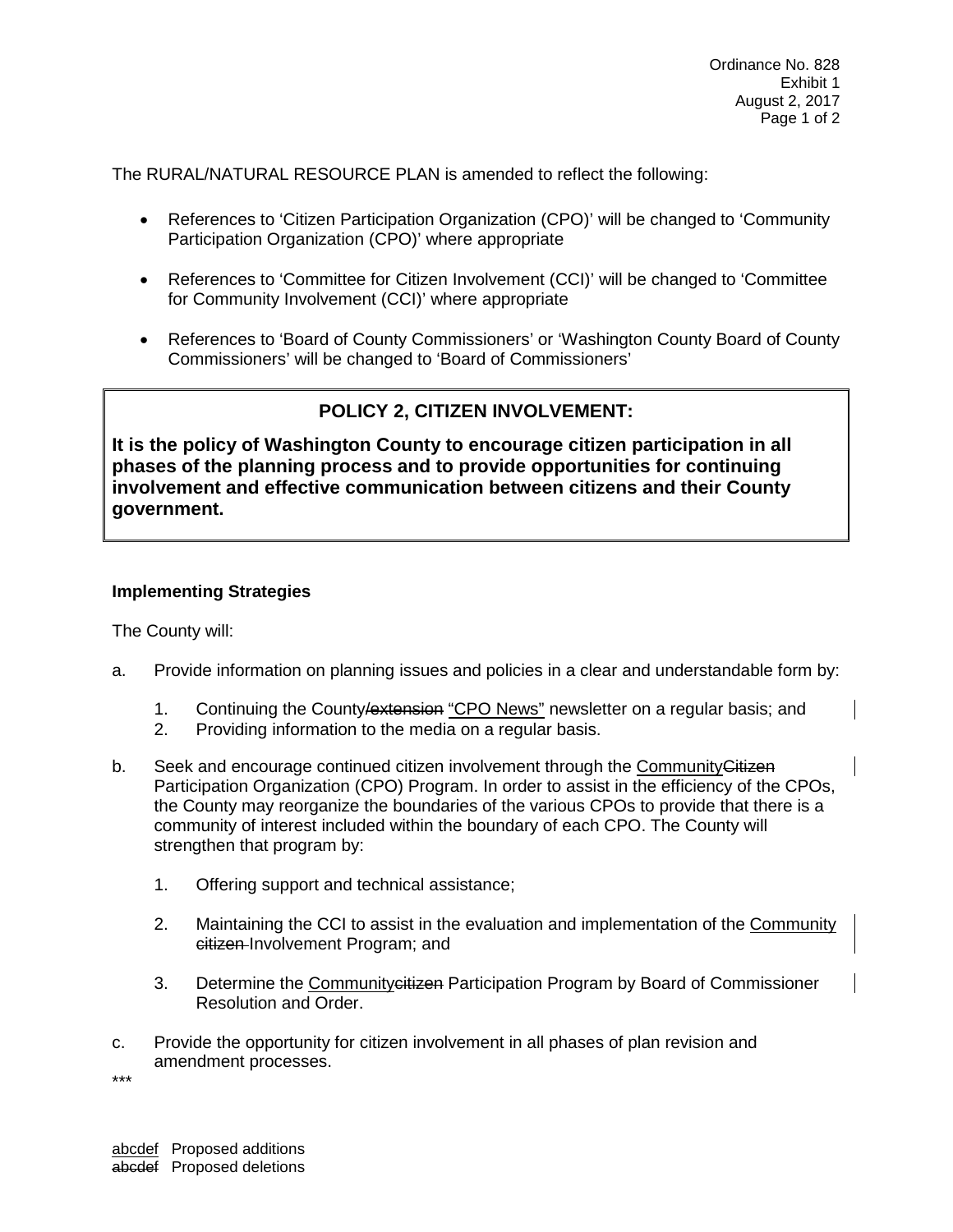The RURAL/NATURAL RESOURCE PLAN is amended to reflect the following:

- References to 'Citizen Participation Organization (CPO)' will be changed to 'Community Participation Organization (CPO)' where appropriate
- References to 'Committee for Citizen Involvement (CCI)' will be changed to 'Committee for Community Involvement (CCI)' where appropriate
- References to 'Board of County Commissioners' or 'Washington County Board of County Commissioners' will be changed to 'Board of Commissioners'

## POLICY 2, CITIZEN INVOLVEMENT:

**It is the policy of Washington County to encourage citizen participation in all phases of the planning process and to provide opportunities for continuing involvement and effective communication between citizens and their County government.**

**Implementing Strategies**

The County will:

a. Provide information on planning issues and policies in a clear and understandable form by:

   1. Continuing the County~~/extension~~ <u>"CPO News"</u> newsletter on a regular basis; and
   2. Providing information to the media on a regular basis.

b. Seek and encourage continued citizen involvement through the <u>Community</u>~~Citizen~~ Participation Organization (CPO) Program. In order to assist in the efficiency of the CPOs, the County may reorganize the boundaries of the various CPOs to provide that there is a community of interest included within the boundary of each CPO. The County will strengthen that program by:

   1. Offering support and technical assistance;

   2. Maintaining the CCI to assist in the evaluation and implementation of the <u>Community</u> ~~citizen~~ Involvement Program; and

   3. Determine the <u>Community</u>~~citizen~~ Participation Program by Board of Commissioner Resolution and Order.

c. Provide the opportunity for citizen involvement in all phases of plan revision and amendment processes.

***

<u>abcdef</u> Proposed additions
~~abcdef~~ Proposed deletions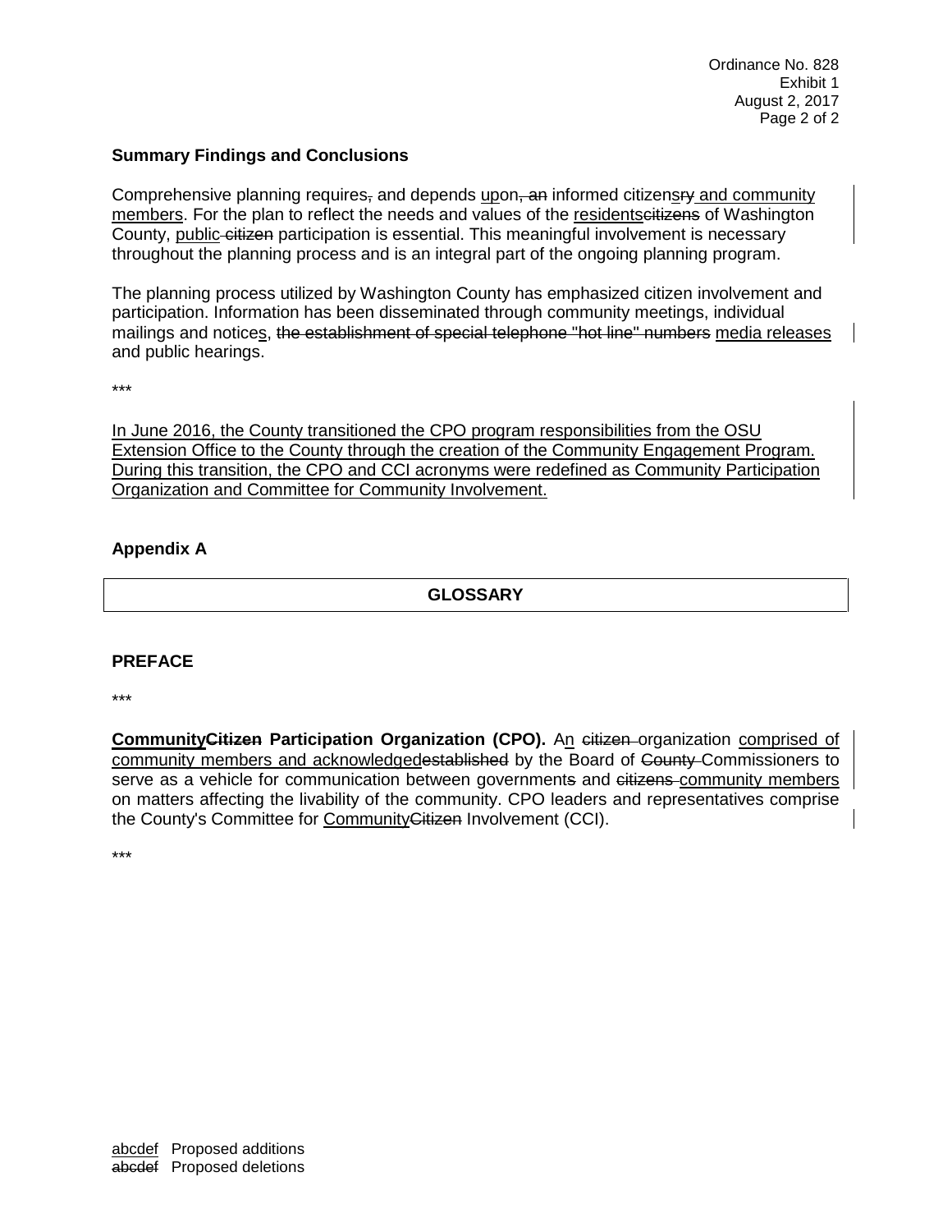### Summary Findings and Conclusions

Comprehensive planning requires~~,~~ and depends <u>up</u>on~~, an~~ informed citizen<u>s</u>~~ry~~<u> and community members</u>. For the plan to reflect the needs and values of the <u>residents</u>~~citizens~~ of Washington County, <u>public</u> ~~citizen~~ participation is essential. This meaningful involvement is necessary throughout the planning process and is an integral part of the ongoing planning program.

The planning process utilized by Washington County has emphasized citizen involvement and participation. Information has been disseminated through community meetings, individual mailings and notice<u>s</u>, ~~the establishment of special telephone "hot line" numbers~~ <u>media releases</u> and public hearings.

***

<u>In June 2016, the County transitioned the CPO program responsibilities from the OSU Extension Office to the County through the creation of the Community Engagement Program. During this transition, the CPO and CCI acronyms were redefined as Community Participation Organization and Committee for Community Involvement.</u>

### Appendix A

## GLOSSARY

### PREFACE

***

**<u>Community</u>~~Citizen~~ Participation Organization (CPO).** A<u>n</u> ~~citizen~~ organization <u>comprised of community members and acknowledged</u>~~established~~ by the Board of ~~County~~ Commissioners to serve as a vehicle for communication between government~~s~~ and ~~citizens~~ <u>community members</u> on matters affecting the livability of the community. CPO leaders and representatives comprise the County's Committee for <u>Community</u>~~Citizen~~ Involvement (CCI).

***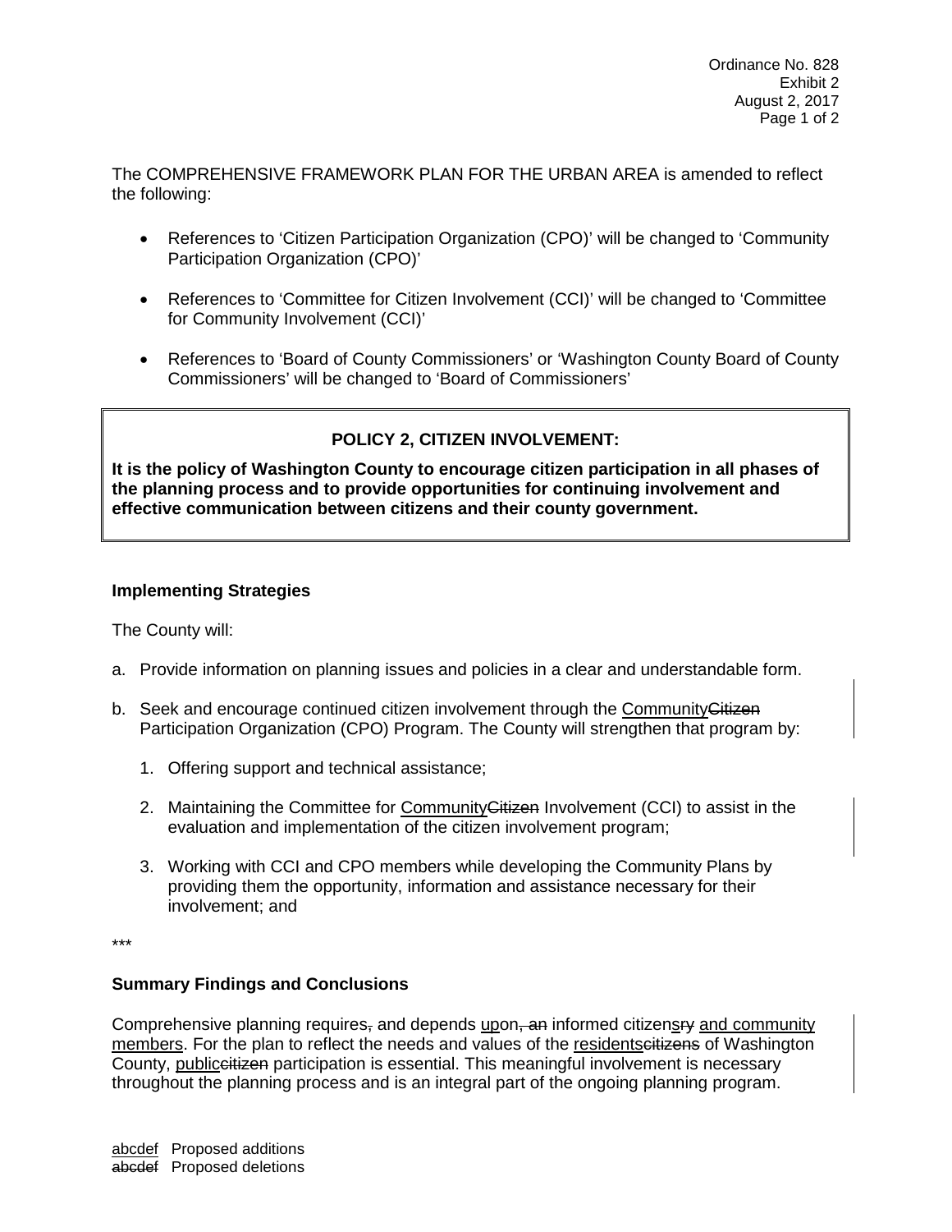The COMPREHENSIVE FRAMEWORK PLAN FOR THE URBAN AREA is amended to reflect the following:

- References to 'Citizen Participation Organization (CPO)' will be changed to 'Community Participation Organization (CPO)'
- References to 'Committee for Citizen Involvement (CCI)' will be changed to 'Committee for Community Involvement (CCI)'
- References to 'Board of County Commissioners' or 'Washington County Board of County Commissioners' will be changed to 'Board of Commissioners'

> **POLICY 2, CITIZEN INVOLVEMENT:**
>
> **It is the policy of Washington County to encourage citizen participation in all phases of the planning process and to provide opportunities for continuing involvement and effective communication between citizens and their county government.**

**Implementing Strategies**

The County will:

a. Provide information on planning issues and policies in a clear and understandable form.

b. Seek and encourage continued citizen involvement through the <u>Community</u>~~Citizen~~ Participation Organization (CPO) Program. The County will strengthen that program by:

   1. Offering support and technical assistance;

   2. Maintaining the Committee for <u>Community</u>~~Citizen~~ Involvement (CCI) to assist in the evaluation and implementation of the citizen involvement program;

   3. Working with CCI and CPO members while developing the Community Plans by providing them the opportunity, information and assistance necessary for their involvement; and

***

**Summary Findings and Conclusions**

Comprehensive planning requires~~,~~ and depends <u>up</u>on~~, an~~ informed citizen<u>s</u>~~ry~~ <u>and community members</u>. For the plan to reflect the needs and values of the <u>residents</u>~~citizens~~ of Washington County, <u>public</u>~~citizen~~ participation is essential. This meaningful involvement is necessary throughout the planning process and is an integral part of the ongoing planning program.

<u>abcdef</u> Proposed additions
~~abcdef~~ Proposed deletions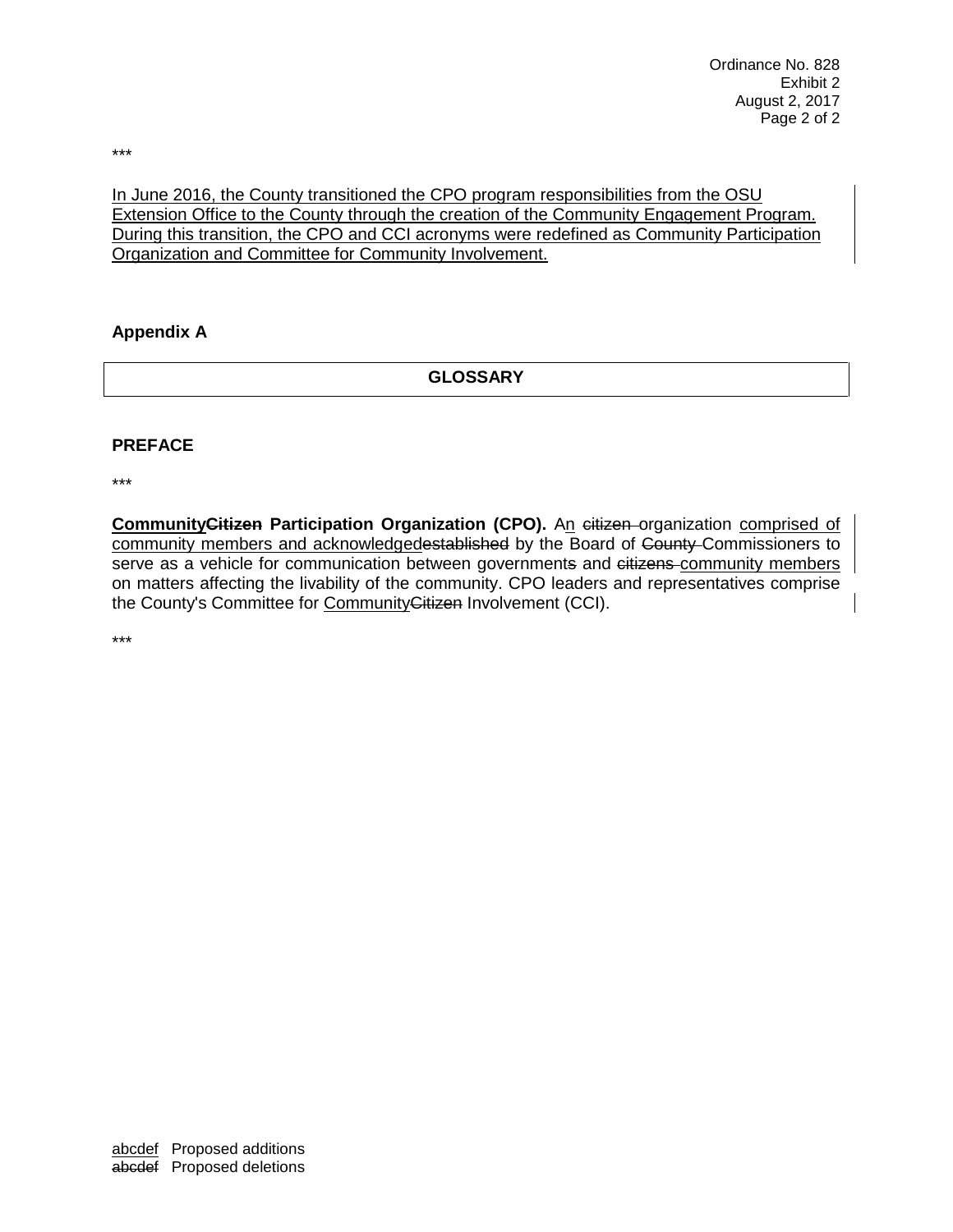***

<u>In June 2016, the County transitioned the CPO program responsibilities from the OSU Extension Office to the County through the creation of the Community Engagement Program. During this transition, the CPO and CCI acronyms were redefined as Community Participation Organization and Committee for Community Involvement.</u>

**Appendix A**

## GLOSSARY

**PREFACE**

***

**<u>Community</u>~~Citizen~~ Participation Organization (CPO).** A<u>n</u> ~~citizen~~ organization <u>comprised of community members and acknowledged</u>~~established~~ by the Board of ~~County~~ Commissioners to serve as a vehicle for communication between government~~s~~ and ~~citizens~~ <u>community members</u> on matters affecting the livability of the community. CPO leaders and representatives comprise the County's Committee for <u>Community</u>~~Citizen~~ Involvement (CCI).

***

<u>abcdef</u> Proposed additions
~~abcdef~~ Proposed deletions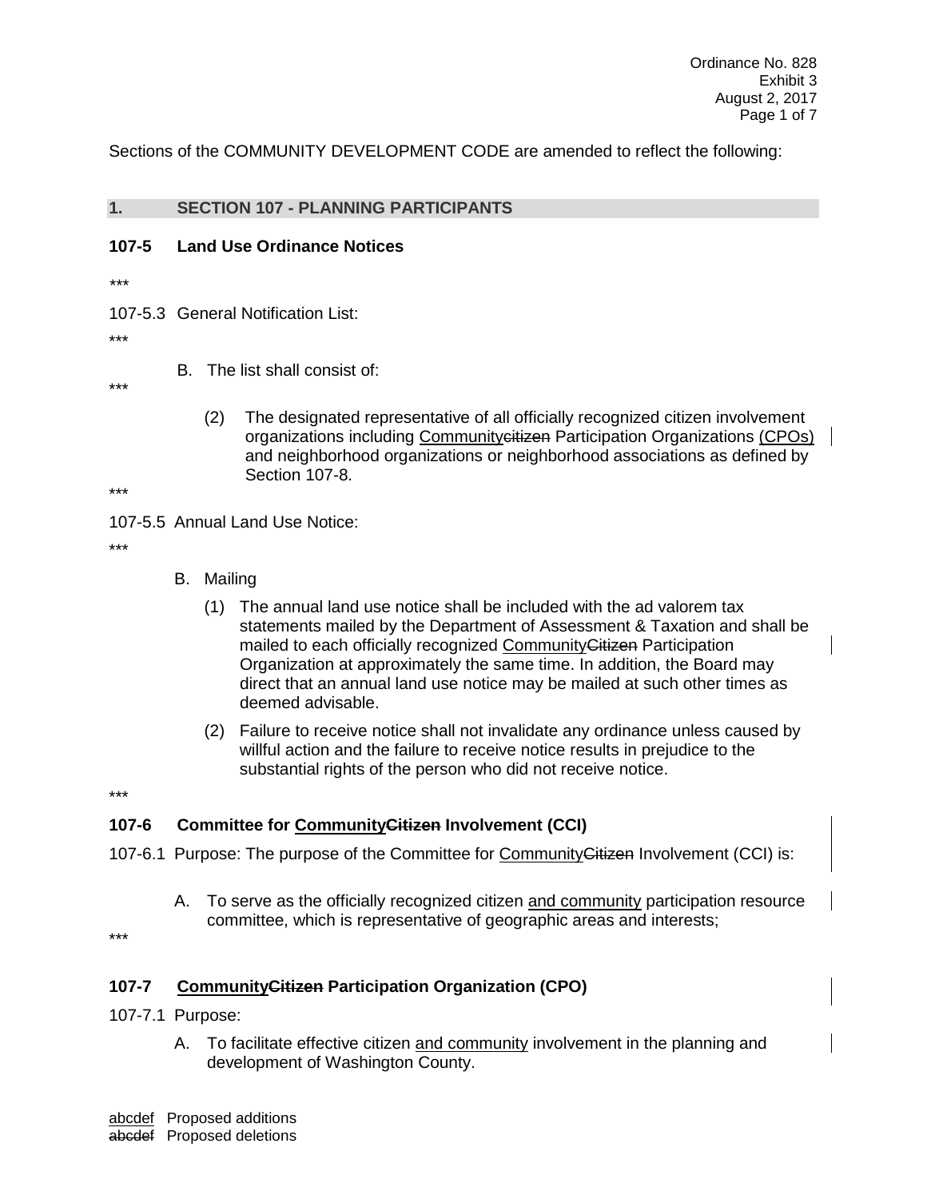Sections of the COMMUNITY DEVELOPMENT CODE are amended to reflect the following:

## 1. SECTION 107 - PLANNING PARTICIPANTS

### 107-5 Land Use Ordinance Notices

\*\*\*

107-5.3 General Notification List:

\*\*\*

B. The list shall consist of:

\*\*\*

(2) The designated representative of all officially recognized citizen involvement organizations including <u>Community</u>~~citizen~~ Participation Organizations <u>(CPOs)</u> and neighborhood organizations or neighborhood associations as defined by Section 107-8.

\*\*\*

107-5.5 Annual Land Use Notice:

\*\*\*

B. Mailing

(1) The annual land use notice shall be included with the ad valorem tax statements mailed by the Department of Assessment & Taxation and shall be mailed to each officially recognized <u>Community</u>~~Citizen~~ Participation Organization at approximately the same time. In addition, the Board may direct that an annual land use notice may be mailed at such other times as deemed advisable.

(2) Failure to receive notice shall not invalidate any ordinance unless caused by willful action and the failure to receive notice results in prejudice to the substantial rights of the person who did not receive notice.

\*\*\*

### 107-6 Committee for <u>Community</u>~~Citizen~~ Involvement (CCI)

107-6.1 Purpose: The purpose of the Committee for <u>Community</u>~~Citizen~~ Involvement (CCI) is:

A. To serve as the officially recognized citizen <u>and community</u> participation resource committee, which is representative of geographic areas and interests;

\*\*\*

### 107-7 <u>Community</u>~~Citizen~~ Participation Organization (CPO)

107-7.1 Purpose:

A. To facilitate effective citizen <u>and community</u> involvement in the planning and development of Washington County.

<u>abcdef</u> Proposed additions
~~abcdef~~ Proposed deletions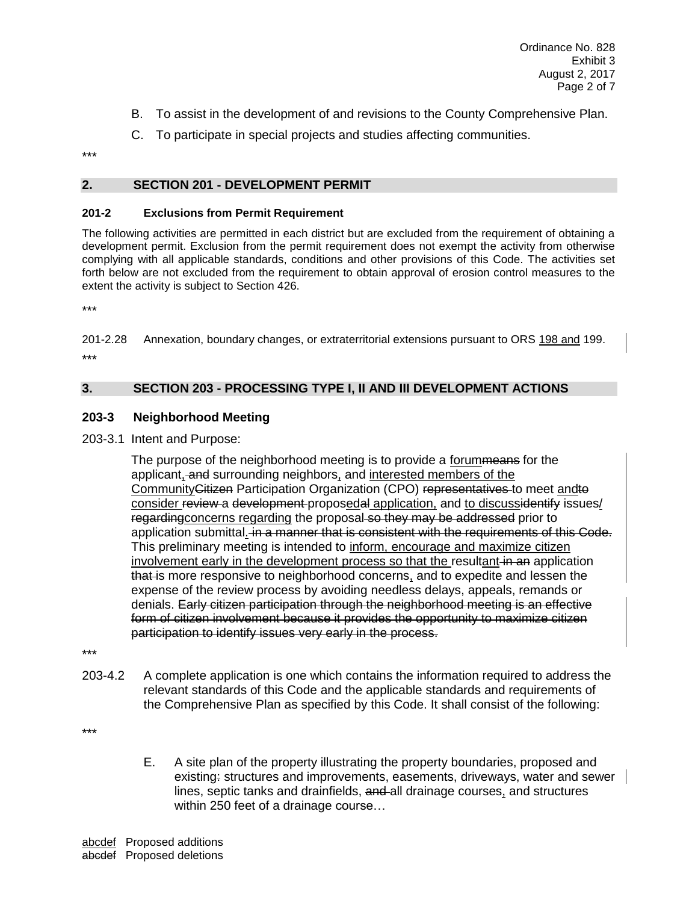B. To assist in the development of and revisions to the County Comprehensive Plan.

C. To participate in special projects and studies affecting communities.

***

## 2. SECTION 201 - DEVELOPMENT PERMIT

### 201-2 Exclusions from Permit Requirement

The following activities are permitted in each district but are excluded from the requirement of obtaining a development permit. Exclusion from the permit requirement does not exempt the activity from otherwise complying with all applicable standards, conditions and other provisions of this Code. The activities set forth below are not excluded from the requirement to obtain approval of erosion control measures to the extent the activity is subject to Section 426.

***

201-2.28 Annexation, boundary changes, or extraterritorial extensions pursuant to ORS <u>198 and</u> 199.

***

## 3. SECTION 203 - PROCESSING TYPE I, II AND III DEVELOPMENT ACTIONS

### 203-3 Neighborhood Meeting

203-3.1 Intent and Purpose:

The purpose of the neighborhood meeting is to provide a <u>forum</u>~~means~~ for the applicant<u>,</u>~~ and~~ surrounding neighbors<u>,</u> and <u>interested members of the Community</u>~~Citizen~~ Participation Organization (CPO) ~~representatives~~ to meet <u>and</u>~~to~~ <u>consider</u> ~~review a~~ ~~development~~ propos<u>ed</u>~~al~~ <u>application,</u> and <u>to discuss</u>~~identify~~ issues/ ~~regarding~~<u>concerns regarding</u> the proposal~~ so they may be addressed~~ prior to application submittal<u>.</u>~~ in a manner that is consistent with the requirements of this Code.~~ This preliminary meeting is intended to <u>inform, encourage and maximize citizen involvement early in the development process so that the</u> result<u>ant</u>~~ in an~~ application ~~that~~ is more responsive to neighborhood concerns<u>,</u> and to expedite and lessen the expense of the review process by avoiding needless delays, appeals, remands or denials. ~~Early citizen participation through the neighborhood meeting is an effective form of citizen involvement because it provides the opportunity to maximize citizen participation to identify issues very early in the process.~~

***

203-4.2 A complete application is one which contains the information required to address the relevant standards of this Code and the applicable standards and requirements of the Comprehensive Plan as specified by this Code. It shall consist of the following:

***

E. A site plan of the property illustrating the property boundaries, proposed and existing~~:~~ structures and improvements, easements, driveways, water and sewer lines, septic tanks and drainfields, ~~and~~ all drainage courses<u>,</u> and structures within 250 feet of a drainage course…

<u>abcdef</u> Proposed additions
~~abcdef~~ Proposed deletions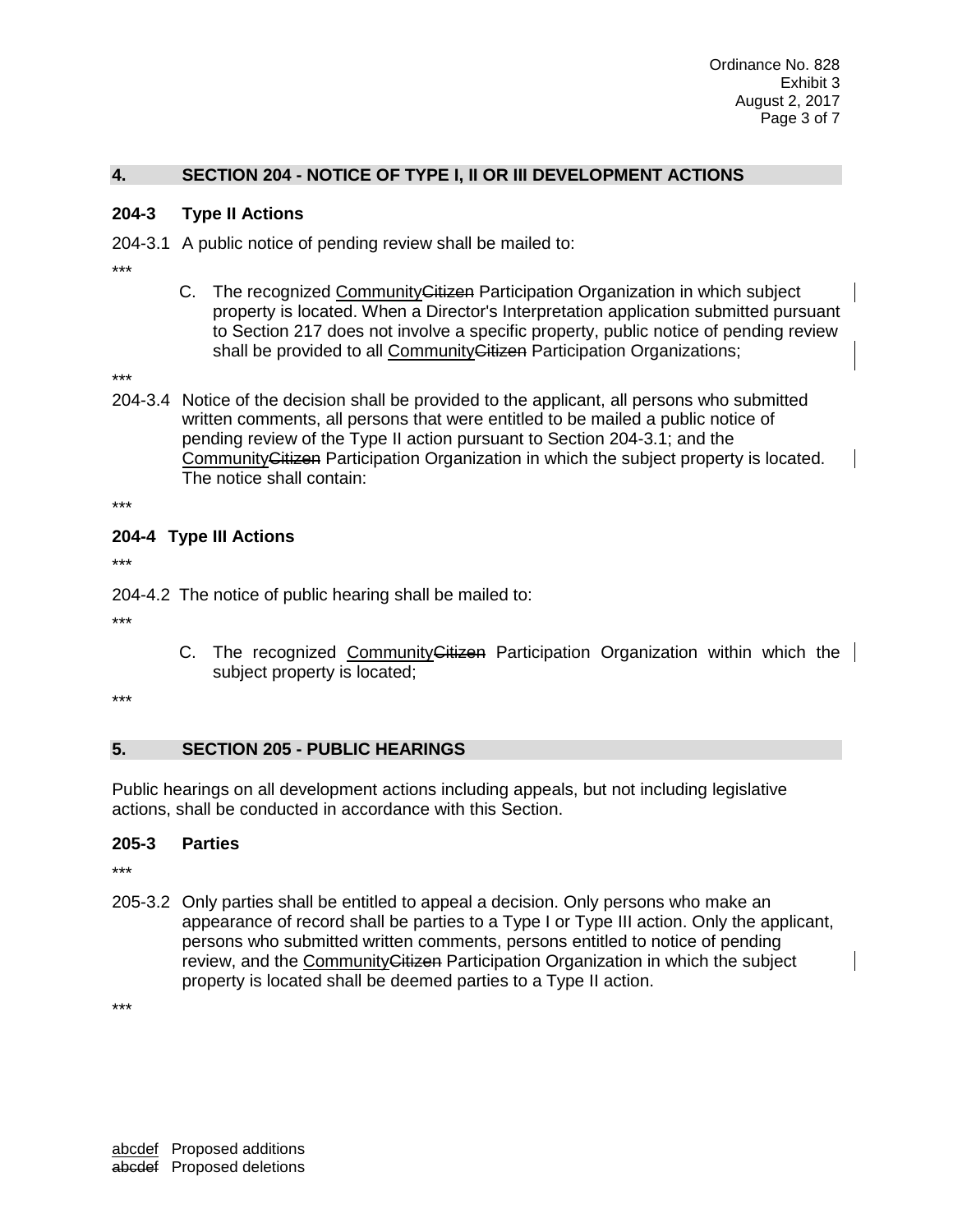## 4. SECTION 204 - NOTICE OF TYPE I, II OR III DEVELOPMENT ACTIONS

### 204-3 Type II Actions

204-3.1 A public notice of pending review shall be mailed to:

***

C. The recognized <u>Community</u>~~Citizen~~ Participation Organization in which subject property is located. When a Director's Interpretation application submitted pursuant to Section 217 does not involve a specific property, public notice of pending review shall be provided to all <u>Community</u>~~Citizen~~ Participation Organizations;

***

204-3.4 Notice of the decision shall be provided to the applicant, all persons who submitted written comments, all persons that were entitled to be mailed a public notice of pending review of the Type II action pursuant to Section 204-3.1; and the <u>Community</u>~~Citizen~~ Participation Organization in which the subject property is located. The notice shall contain:

***

### 204-4 Type III Actions

***

204-4.2 The notice of public hearing shall be mailed to:

***

C. The recognized <u>Community</u>~~Citizen~~ Participation Organization within which the subject property is located;

***

## 5. SECTION 205 - PUBLIC HEARINGS

Public hearings on all development actions including appeals, but not including legislative actions, shall be conducted in accordance with this Section.

### 205-3 Parties

***

205-3.2 Only parties shall be entitled to appeal a decision. Only persons who make an appearance of record shall be parties to a Type I or Type III action. Only the applicant, persons who submitted written comments, persons entitled to notice of pending review, and the <u>Community</u>~~Citizen~~ Participation Organization in which the subject property is located shall be deemed parties to a Type II action.

***

<u>abcdef</u> Proposed additions
~~abcdef~~ Proposed deletions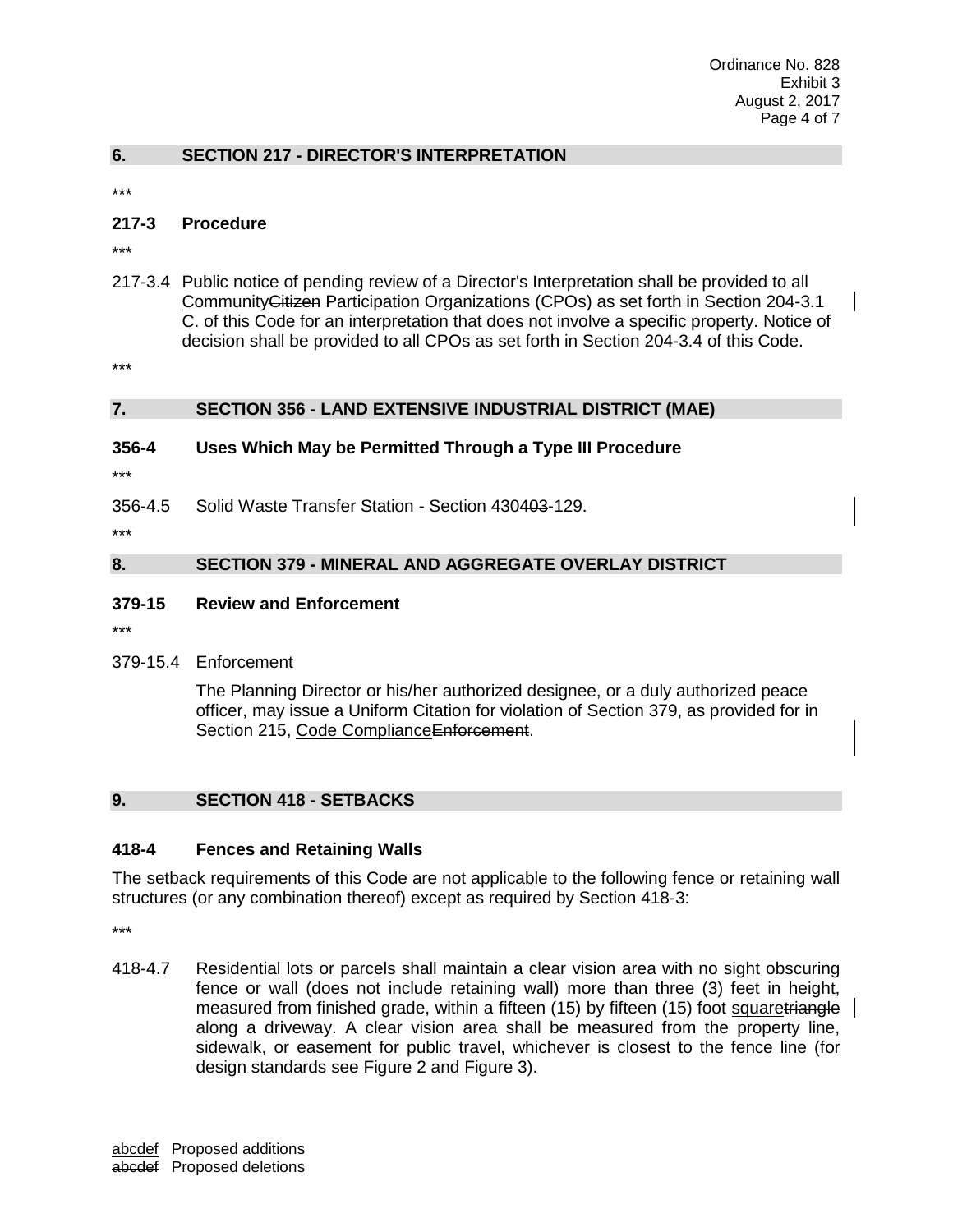## 6. SECTION 217 - DIRECTOR'S INTERPRETATION

***

### 217-3 Procedure

***

217-3.4 Public notice of pending review of a Director's Interpretation shall be provided to all <u>Community</u>~~Citizen~~ Participation Organizations (CPOs) as set forth in Section 204-3.1 C. of this Code for an interpretation that does not involve a specific property. Notice of decision shall be provided to all CPOs as set forth in Section 204-3.4 of this Code.

***

## 7. SECTION 356 - LAND EXTENSIVE INDUSTRIAL DISTRICT (MAE)

### 356-4 Uses Which May be Permitted Through a Type III Procedure

***

356-4.5 Solid Waste Transfer Station - Section 430~~403~~-129.

***

## 8. SECTION 379 - MINERAL AND AGGREGATE OVERLAY DISTRICT

### 379-15 Review and Enforcement

***

379-15.4 Enforcement

The Planning Director or his/her authorized designee, or a duly authorized peace officer, may issue a Uniform Citation for violation of Section 379, as provided for in Section 215, <u>Code Compliance</u>~~Enforcement~~.

## 9. SECTION 418 - SETBACKS

### 418-4 Fences and Retaining Walls

The setback requirements of this Code are not applicable to the following fence or retaining wall structures (or any combination thereof) except as required by Section 418-3:

***

418-4.7 Residential lots or parcels shall maintain a clear vision area with no sight obscuring fence or wall (does not include retaining wall) more than three (3) feet in height, measured from finished grade, within a fifteen (15) by fifteen (15) foot <u>square</u>~~triangle~~ along a driveway. A clear vision area shall be measured from the property line, sidewalk, or easement for public travel, whichever is closest to the fence line (for design standards see Figure 2 and Figure 3).

<u>abcdef</u> Proposed additions
~~abcdef~~ Proposed deletions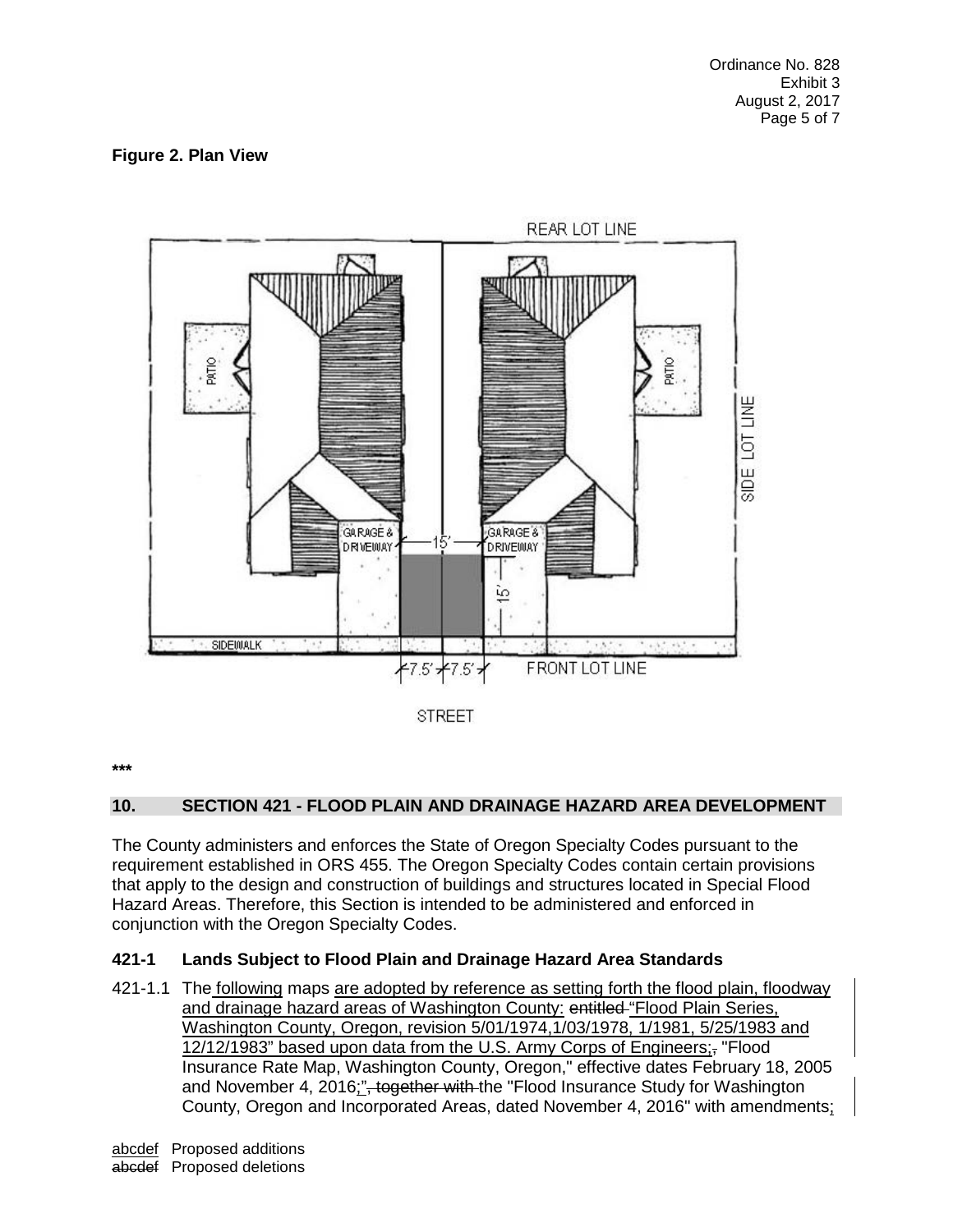**Figure 2. Plan View**

\*\*\*

## 10. SECTION 421 - FLOOD PLAIN AND DRAINAGE HAZARD AREA DEVELOPMENT

The County administers and enforces the State of Oregon Specialty Codes pursuant to the requirement established in ORS 455. The Oregon Specialty Codes contain certain provisions that apply to the design and construction of buildings and structures located in Special Flood Hazard Areas. Therefore, this Section is intended to be administered and enforced in conjunction with the Oregon Specialty Codes.

### 421-1 Lands Subject to Flood Plain and Drainage Hazard Area Standards

421-1.1 The <u>following</u> maps <u>are adopted by reference as setting forth the flood plain, floodway and drainage hazard areas of Washington County:</u> ~~entitled~~ <u>"Flood Plain Series, Washington County, Oregon, revision 5/01/1974,1/03/1978, 1/1981, 5/25/1983 and 12/12/1983" based upon data from the U.S. Army Corps of Engineers;</u>~~,~~ "Flood Insurance Rate Map, Washington County, Oregon," effective dates February 18, 2005 and November 4, 2016<u>;"</u>~~", together with~~ the "Flood Insurance Study for Washington County, Oregon and Incorporated Areas, dated November 4, 2016" with amendments<u>;</u>

<u>abcdef</u> Proposed additions
~~abcdef~~ Proposed deletions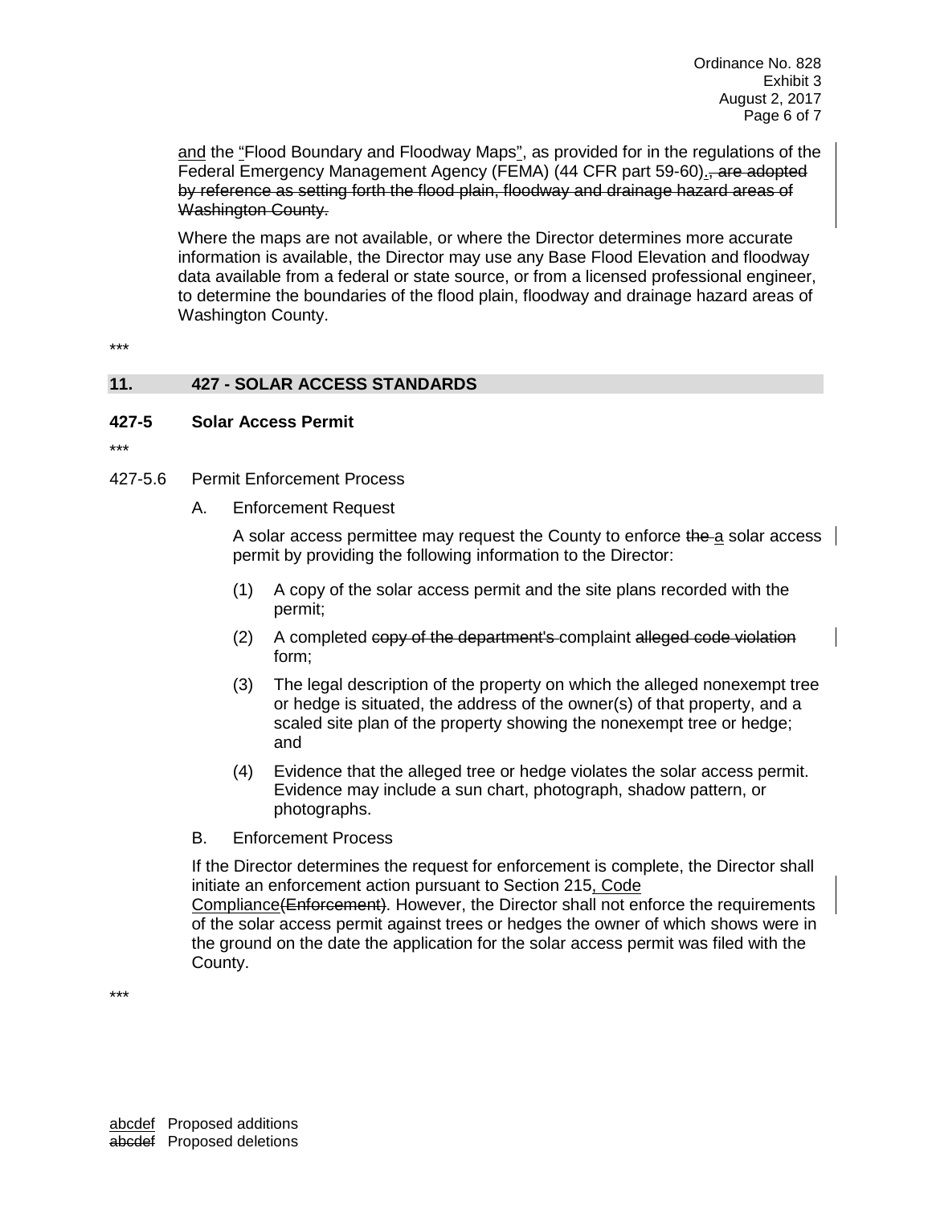<u>and</u> the <u>"</u>Flood Boundary and Floodway Maps<u>"</u>, as provided for in the regulations of the Federal Emergency Management Agency (FEMA) (44 CFR part 59-60)<u>.</u>~~, are adopted by reference as setting forth the flood plain, floodway and drainage hazard areas of Washington County.~~

Where the maps are not available, or where the Director determines more accurate information is available, the Director may use any Base Flood Elevation and floodway data available from a federal or state source, or from a licensed professional engineer, to determine the boundaries of the flood plain, floodway and drainage hazard areas of Washington County.

***

## 11. 427 - SOLAR ACCESS STANDARDS

### 427-5 Solar Access Permit

***

427-5.6 Permit Enforcement Process

A. Enforcement Request

A solar access permittee may request the County to enforce ~~the~~ <u>a</u> solar access permit by providing the following information to the Director:

(1) A copy of the solar access permit and the site plans recorded with the permit;

(2) A completed ~~copy of the department's~~ complaint ~~alleged code violation~~ form;

(3) The legal description of the property on which the alleged nonexempt tree or hedge is situated, the address of the owner(s) of that property, and a scaled site plan of the property showing the nonexempt tree or hedge; and

(4) Evidence that the alleged tree or hedge violates the solar access permit. Evidence may include a sun chart, photograph, shadow pattern, or photographs.

B. Enforcement Process

If the Director determines the request for enforcement is complete, the Director shall initiate an enforcement action pursuant to Section 215<u>, Code Compliance</u>~~(Enforcement)~~. However, the Director shall not enforce the requirements of the solar access permit against trees or hedges the owner of which shows were in the ground on the date the application for the solar access permit was filed with the County.

***

<u>abcdef</u> Proposed additions
~~abcdef~~ Proposed deletions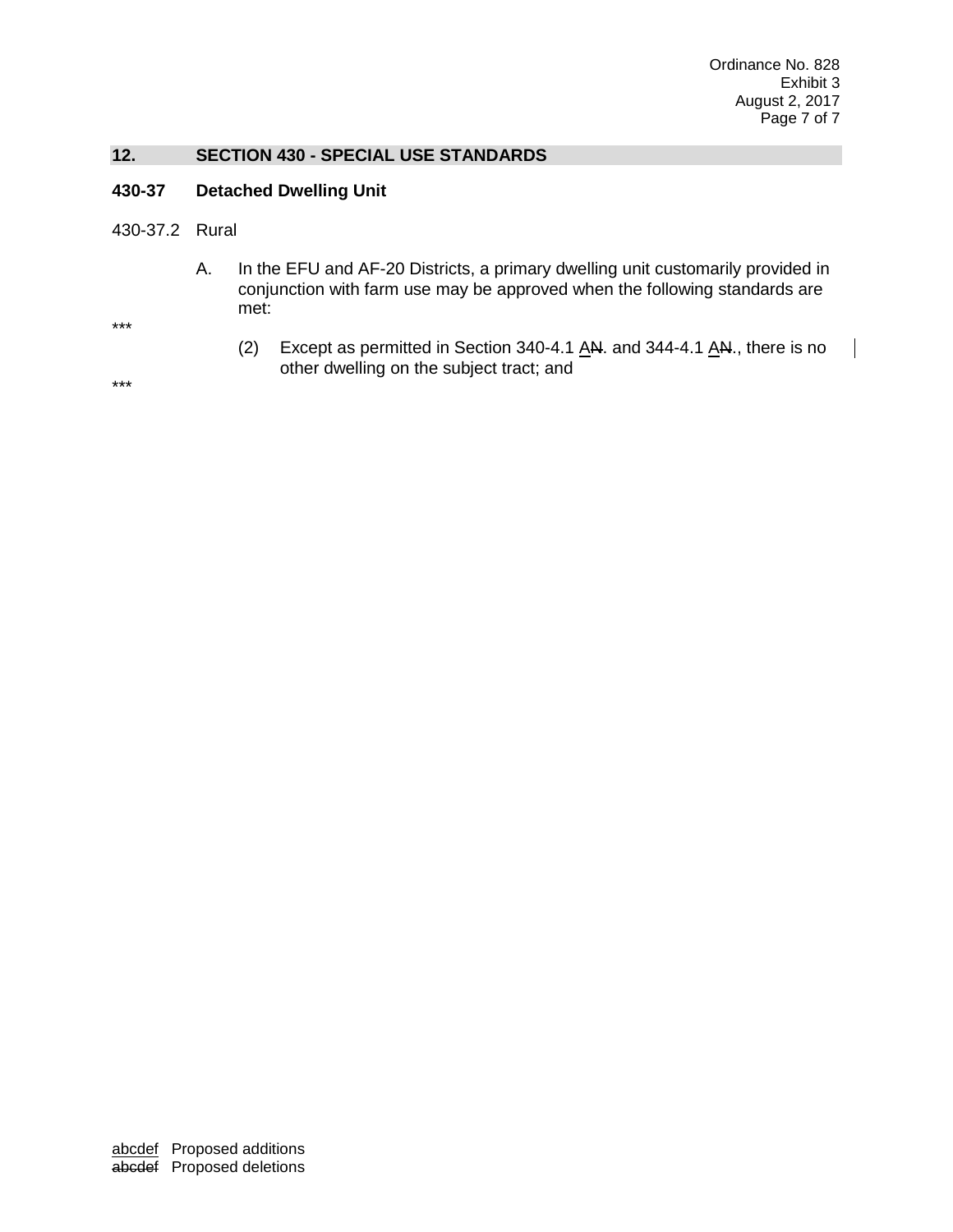## 12. SECTION 430 - SPECIAL USE STANDARDS

### 430-37 Detached Dwelling Unit

430-37.2 Rural

A. In the EFU and AF-20 Districts, a primary dwelling unit customarily provided in conjunction with farm use may be approved when the following standards are met:

***

(2) Except as permitted in Section 340-4.1 <u>A</u>~~N~~. and 344-4.1 <u>A</u>~~N~~., there is no other dwelling on the subject tract; and

***

<u>abcdef</u> Proposed additions
~~abcdef~~ Proposed deletions